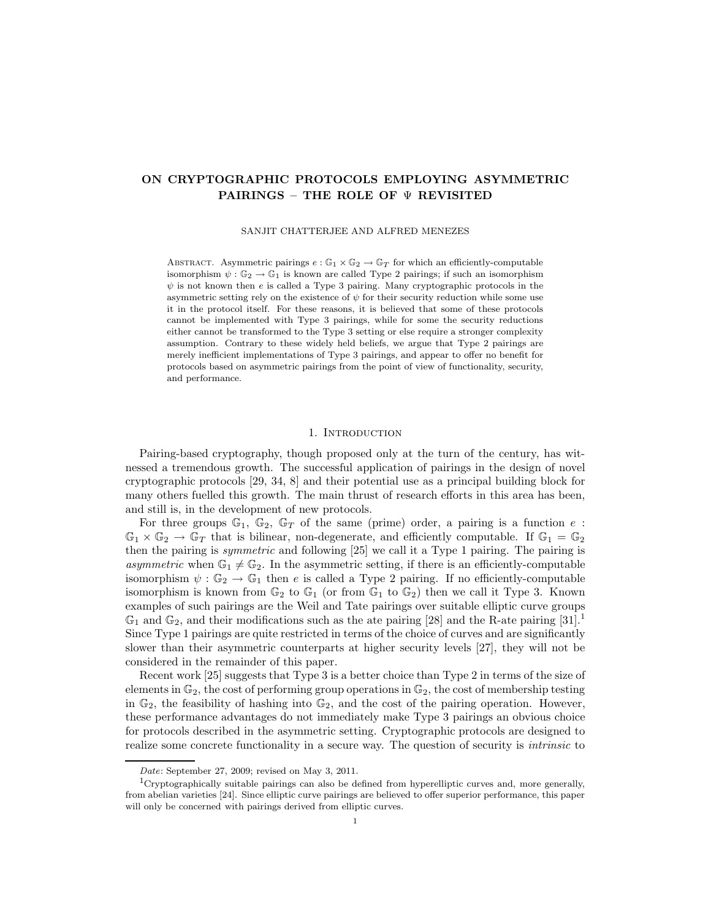# ON CRYPTOGRAPHIC PROTOCOLS EMPLOYING ASYMMETRIC PAIRINGS – THE ROLE OF $\Psi$ REVISITED

SANJIT CHATTERJEE AND ALFRED MENEZES

Abstract. Asymmetric pairings $e : \mathbb{G}_1 \times \mathbb{G}_2 \to \mathbb{G}_T$ for which an efficiently-computable isomorphism $\psi : \mathbb{G}_2 \to \mathbb{G}_1$ is known are called Type 2 pairings; if such an isomorphism $\psi$ is not known then $e$ is called a Type 3 pairing. Many cryptographic protocols in the asymmetric setting rely on the existence of $\psi$ for their security reduction while some use it in the protocol itself. For these reasons, it is believed that some of these protocols cannot be implemented with Type 3 pairings, while for some the security reductions either cannot be transformed to the Type 3 setting or else require a stronger complexity assumption. Contrary to these widely held beliefs, we argue that Type 2 pairings are merely inefficient implementations of Type 3 pairings, and appear to offer no benefit for protocols based on asymmetric pairings from the point of view of functionality, security, and performance.

## 1. Introduction

Pairing-based cryptography, though proposed only at the turn of the century, has witnessed a tremendous growth. The successful application of pairings in the design of novel cryptographic protocols [29, 34, 8] and their potential use as a principal building block for many others fuelled this growth. The main thrust of research efforts in this area has been, and still is, in the development of new protocols.

For three groups $\mathbb{G}_1$, $\mathbb{G}_2$, $\mathbb{G}_T$ of the same (prime) order, a pairing is a function $e : \mathbb{G}_1 \times \mathbb{G}_2 \to \mathbb{G}_T$ that is bilinear, non-degenerate, and efficiently computable. If $\mathbb{G}_1 = \mathbb{G}_2$ then the pairing is *symmetric* and following [25] we call it a Type 1 pairing. The pairing is *asymmetric* when $\mathbb{G}_1 \neq \mathbb{G}_2$. In the asymmetric setting, if there is an efficiently-computable isomorphism $\psi : \mathbb{G}_2 \to \mathbb{G}_1$ then $e$ is called a Type 2 pairing. If no efficiently-computable isomorphism is known from $\mathbb{G}_2$ to $\mathbb{G}_1$ (or from $\mathbb{G}_1$ to $\mathbb{G}_2$) then we call it Type 3. Known examples of such pairings are the Weil and Tate pairings over suitable elliptic curve groups $\mathbb{G}_1$ and $\mathbb{G}_2$, and their modifications such as the ate pairing [28] and the R-ate pairing [31].[1] Since Type 1 pairings are quite restricted in terms of the choice of curves and are significantly slower than their asymmetric counterparts at higher security levels [27], they will not be considered in the remainder of this paper.

Recent work [25] suggests that Type 3 is a better choice than Type 2 in terms of the size of elements in $\mathbb{G}_2$, the cost of performing group operations in $\mathbb{G}_2$, the cost of membership testing in $\mathbb{G}_2$, the feasibility of hashing into $\mathbb{G}_2$, and the cost of the pairing operation. However, these performance advantages do not immediately make Type 3 pairings an obvious choice for protocols described in the asymmetric setting. Cryptographic protocols are designed to realize some concrete functionality in a secure way. The question of security is *intrinsic* to

*Date*: September 27, 2009; revised on May 3, 2011.

[1] Cryptographically suitable pairings can also be defined from hyperelliptic curves and, more generally, from abelian varieties [24]. Since elliptic curve pairings are believed to offer superior performance, this paper will only be concerned with pairings derived from elliptic curves.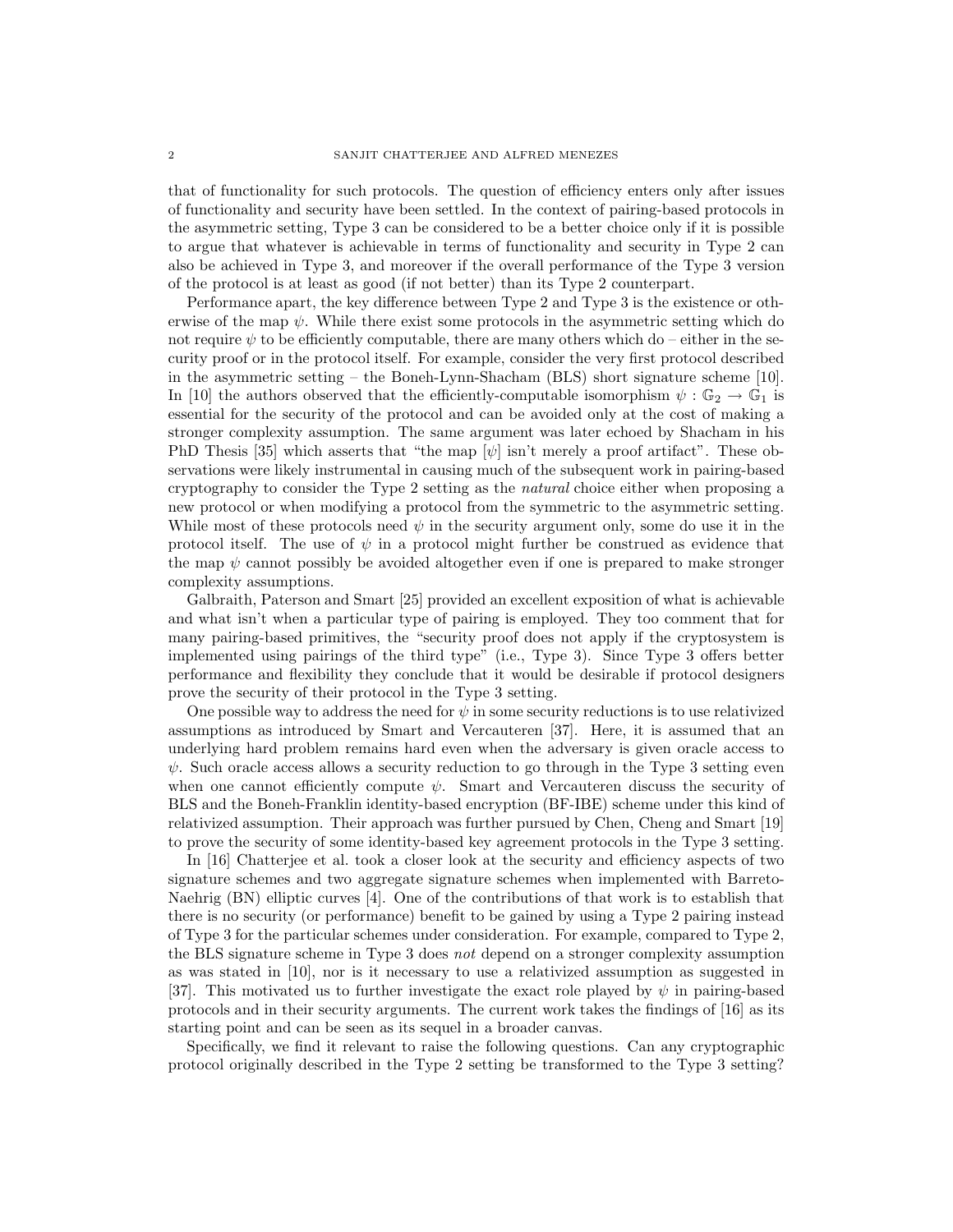that of functionality for such protocols. The question of efficiency enters only after issues of functionality and security have been settled. In the context of pairing-based protocols in the asymmetric setting, Type 3 can be considered to be a better choice only if it is possible to argue that whatever is achievable in terms of functionality and security in Type 2 can also be achieved in Type 3, and moreover if the overall performance of the Type 3 version of the protocol is at least as good (if not better) than its Type 2 counterpart.

Performance apart, the key difference between Type 2 and Type 3 is the existence or otherwise of the map $\psi$. While there exist some protocols in the asymmetric setting which do not require $\psi$ to be efficiently computable, there are many others which do – either in the security proof or in the protocol itself. For example, consider the very first protocol described in the asymmetric setting – the Boneh-Lynn-Shacham (BLS) short signature scheme [10]. In [10] the authors observed that the efficiently-computable isomorphism $\psi : \mathbb{G}_2 \to \mathbb{G}_1$ is essential for the security of the protocol and can be avoided only at the cost of making a stronger complexity assumption. The same argument was later echoed by Shacham in his PhD Thesis [35] which asserts that "the map [$\psi$] isn't merely a proof artifact". These observations were likely instrumental in causing much of the subsequent work in pairing-based cryptography to consider the Type 2 setting as the *natural* choice either when proposing a new protocol or when modifying a protocol from the symmetric to the asymmetric setting. While most of these protocols need $\psi$ in the security argument only, some do use it in the protocol itself. The use of $\psi$ in a protocol might further be construed as evidence that the map $\psi$ cannot possibly be avoided altogether even if one is prepared to make stronger complexity assumptions.

Galbraith, Paterson and Smart [25] provided an excellent exposition of what is achievable and what isn't when a particular type of pairing is employed. They too comment that for many pairing-based primitives, the "security proof does not apply if the cryptosystem is implemented using pairings of the third type" (i.e., Type 3). Since Type 3 offers better performance and flexibility they conclude that it would be desirable if protocol designers prove the security of their protocol in the Type 3 setting.

One possible way to address the need for $\psi$ in some security reductions is to use relativized assumptions as introduced by Smart and Vercauteren [37]. Here, it is assumed that an underlying hard problem remains hard even when the adversary is given oracle access to $\psi$. Such oracle access allows a security reduction to go through in the Type 3 setting even when one cannot efficiently compute $\psi$. Smart and Vercauteren discuss the security of BLS and the Boneh-Franklin identity-based encryption (BF-IBE) scheme under this kind of relativized assumption. Their approach was further pursued by Chen, Cheng and Smart [19] to prove the security of some identity-based key agreement protocols in the Type 3 setting.

In [16] Chatterjee et al. took a closer look at the security and efficiency aspects of two signature schemes and two aggregate signature schemes when implemented with Barreto-Naehrig (BN) elliptic curves [4]. One of the contributions of that work is to establish that there is no security (or performance) benefit to be gained by using a Type 2 pairing instead of Type 3 for the particular schemes under consideration. For example, compared to Type 2, the BLS signature scheme in Type 3 does *not* depend on a stronger complexity assumption as was stated in [10], nor is it necessary to use a relativized assumption as suggested in [37]. This motivated us to further investigate the exact role played by $\psi$ in pairing-based protocols and in their security arguments. The current work takes the findings of [16] as its starting point and can be seen as its sequel in a broader canvas.

Specifically, we find it relevant to raise the following questions. Can any cryptographic protocol originally described in the Type 2 setting be transformed to the Type 3 setting?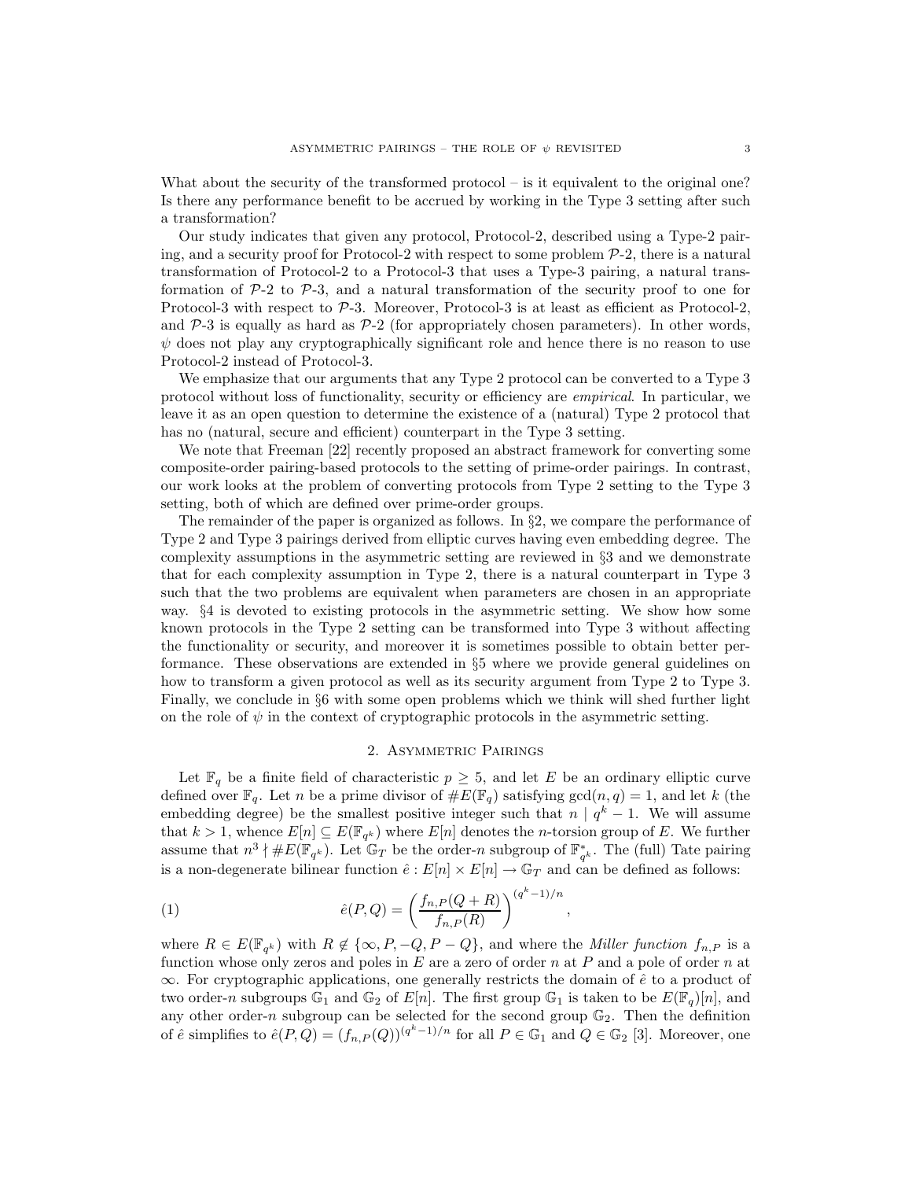What about the security of the transformed protocol – is it equivalent to the original one? Is there any performance benefit to be accrued by working in the Type 3 setting after such a transformation?

Our study indicates that given any protocol, Protocol-2, described using a Type-2 pairing, and a security proof for Protocol-2 with respect to some problem $\mathcal{P}$-2, there is a natural transformation of Protocol-2 to a Protocol-3 that uses a Type-3 pairing, a natural transformation of $\mathcal{P}$-2 to $\mathcal{P}$-3, and a natural transformation of the security proof to one for Protocol-3 with respect to $\mathcal{P}$-3. Moreover, Protocol-3 is at least as efficient as Protocol-2, and $\mathcal{P}$-3 is equally as hard as $\mathcal{P}$-2 (for appropriately chosen parameters). In other words, $\psi$ does not play any cryptographically significant role and hence there is no reason to use Protocol-2 instead of Protocol-3.

We emphasize that our arguments that any Type 2 protocol can be converted to a Type 3 protocol without loss of functionality, security or efficiency are *empirical*. In particular, we leave it as an open question to determine the existence of a (natural) Type 2 protocol that has no (natural, secure and efficient) counterpart in the Type 3 setting.

We note that Freeman [22] recently proposed an abstract framework for converting some composite-order pairing-based protocols to the setting of prime-order pairings. In contrast, our work looks at the problem of converting protocols from Type 2 setting to the Type 3 setting, both of which are defined over prime-order groups.

The remainder of the paper is organized as follows. In §2, we compare the performance of Type 2 and Type 3 pairings derived from elliptic curves having even embedding degree. The complexity assumptions in the asymmetric setting are reviewed in §3 and we demonstrate that for each complexity assumption in Type 2, there is a natural counterpart in Type 3 such that the two problems are equivalent when parameters are chosen in an appropriate way. §4 is devoted to existing protocols in the asymmetric setting. We show how some known protocols in the Type 2 setting can be transformed into Type 3 without affecting the functionality or security, and moreover it is sometimes possible to obtain better performance. These observations are extended in §5 where we provide general guidelines on how to transform a given protocol as well as its security argument from Type 2 to Type 3. Finally, we conclude in §6 with some open problems which we think will shed further light on the role of $\psi$ in the context of cryptographic protocols in the asymmetric setting.

## 2. Asymmetric Pairings

Let $\mathbb{F}_q$ be a finite field of characteristic $p \geq 5$, and let $E$ be an ordinary elliptic curve defined over $\mathbb{F}_q$. Let $n$ be a prime divisor of $\#E(\mathbb{F}_q)$ satisfying $\gcd(n, q) = 1$, and let $k$ (the embedding degree) be the smallest positive integer such that $n \mid q^k - 1$. We will assume that $k > 1$, whence $E[n] \subseteq E(\mathbb{F}_{q^k})$ where $E[n]$ denotes the $n$-torsion group of $E$. We further assume that $n^3 \nmid \#E(\mathbb{F}_{q^k})$. Let $\mathbb{G}_T$ be the order-$n$ subgroup of $\mathbb{F}_{q^k}^*$. The (full) Tate pairing is a non-degenerate bilinear function $\hat{e} : E[n] \times E[n] \to \mathbb{G}_T$ and can be defined as follows:

$$\hat{e}(P, Q) = \left( \frac{f_{n,P}(Q + R)}{f_{n,P}(R)} \right)^{(q^k - 1)/n}, \tag{1}$$

where $R \in E(\mathbb{F}_{q^k})$ with $R \notin \{\infty, P, -Q, P - Q\}$, and where the *Miller function* $f_{n,P}$ is a function whose only zeros and poles in $E$ are a zero of order $n$ at $P$ and a pole of order $n$ at $\infty$. For cryptographic applications, one generally restricts the domain of $\hat{e}$ to a product of two order-$n$ subgroups $\mathbb{G}_1$ and $\mathbb{G}_2$ of $E[n]$. The first group $\mathbb{G}_1$ is taken to be $E(\mathbb{F}_q)[n]$, and any other order-$n$ subgroup can be selected for the second group $\mathbb{G}_2$. Then the definition of $\hat{e}$ simplifies to $\hat{e}(P, Q) = (f_{n,P}(Q))^{(q^k-1)/n}$ for all $P \in \mathbb{G}_1$ and $Q \in \mathbb{G}_2$ [3]. Moreover, one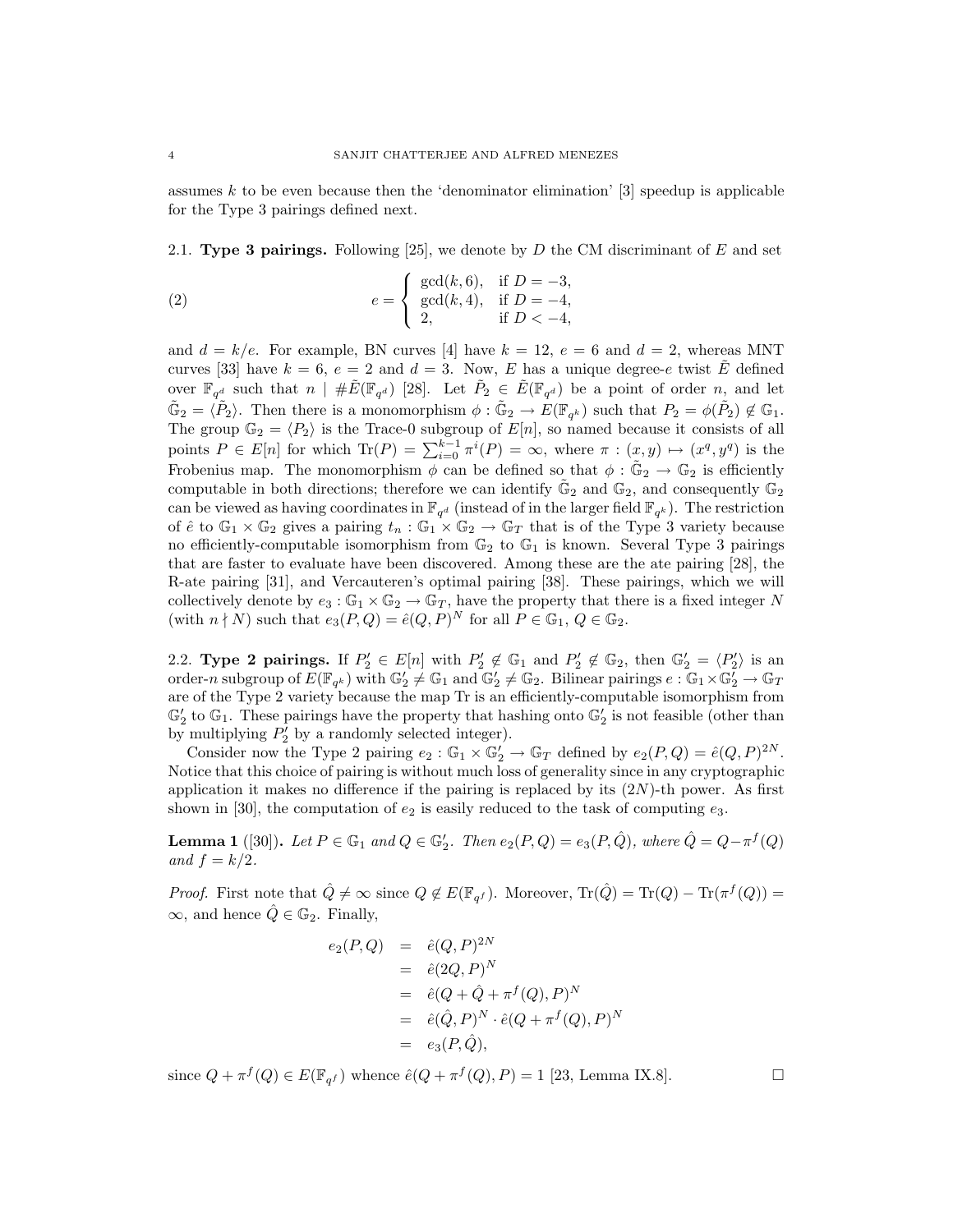assumes $k$ to be even because then the 'denominator elimination' [3] speedup is applicable for the Type 3 pairings defined next.

**2.1. Type 3 pairings.** Following [25], we denote by $D$ the CM discriminant of $E$ and set

$$e = \begin{cases} \gcd(k,6), & \text{if } D = -3, \\ \gcd(k,4), & \text{if } D = -4, \\ 2, & \text{if } D < -4, \end{cases} \tag{2}$$

and $d = k/e$. For example, BN curves [4] have $k = 12$, $e = 6$ and $d = 2$, whereas MNT curves [33] have $k = 6$, $e = 2$ and $d = 3$. Now, $E$ has a unique degree-$e$ twist $\tilde{E}$ defined over $\mathbb{F}_{q^d}$ such that $n \mid \#\tilde{E}(\mathbb{F}_{q^d})$ [28]. Let $\tilde{P}_2 \in \tilde{E}(\mathbb{F}_{q^d})$ be a point of order $n$, and let $\tilde{\mathbb{G}}_2 = \langle \tilde{P}_2 \rangle$. Then there is a monomorphism $\phi : \tilde{\mathbb{G}}_2 \to E(\mathbb{F}_{q^k})$ such that $P_2 = \phi(\tilde{P}_2) \notin \mathbb{G}_1$. The group $\mathbb{G}_2 = \langle P_2 \rangle$ is the Trace-0 subgroup of $E[n]$, so named because it consists of all points $P \in E[n]$ for which $\mathrm{Tr}(P) = \sum_{i=0}^{k-1} \pi^i(P) = \infty$, where $\pi : (x, y) \mapsto (x^q, y^q)$ is the Frobenius map. The monomorphism $\phi$ can be defined so that $\phi : \tilde{\mathbb{G}}_2 \to \mathbb{G}_2$ is efficiently computable in both directions; therefore we can identify $\tilde{\mathbb{G}}_2$ and $\mathbb{G}_2$, and consequently $\mathbb{G}_2$ can be viewed as having coordinates in $\mathbb{F}_{q^d}$ (instead of in the larger field $\mathbb{F}_{q^k}$). The restriction of $\hat{e}$ to $\mathbb{G}_1 \times \mathbb{G}_2$ gives a pairing $t_n : \mathbb{G}_1 \times \mathbb{G}_2 \to \mathbb{G}_T$ that is of the Type 3 variety because no efficiently-computable isomorphism from $\mathbb{G}_2$ to $\mathbb{G}_1$ is known. Several Type 3 pairings that are faster to evaluate have been discovered. Among these are the ate pairing [28], the R-ate pairing [31], and Vercauteren's optimal pairing [38]. These pairings, which we will collectively denote by $e_3 : \mathbb{G}_1 \times \mathbb{G}_2 \to \mathbb{G}_T$, have the property that there is a fixed integer $N$ (with $n \nmid N$) such that $e_3(P, Q) = \hat{e}(Q, P)^N$ for all $P \in \mathbb{G}_1$, $Q \in \mathbb{G}_2$.

**2.2. Type 2 pairings.** If $P_2' \in E[n]$ with $P_2' \notin \mathbb{G}_1$ and $P_2' \notin \mathbb{G}_2$, then $\mathbb{G}_2' = \langle P_2' \rangle$ is an order-$n$ subgroup of $E(\mathbb{F}_{q^k})$ with $\mathbb{G}_2' \neq \mathbb{G}_1$ and $\mathbb{G}_2' \neq \mathbb{G}_2$. Bilinear pairings $e : \mathbb{G}_1 \times \mathbb{G}_2' \to \mathbb{G}_T$ are of the Type 2 variety because the map Tr is an efficiently-computable isomorphism from $\mathbb{G}_2'$ to $\mathbb{G}_1$. These pairings have the property that hashing onto $\mathbb{G}_2'$ is not feasible (other than by multiplying $P_2'$ by a randomly selected integer).

Consider now the Type 2 pairing $e_2 : \mathbb{G}_1 \times \mathbb{G}_2' \to \mathbb{G}_T$ defined by $e_2(P, Q) = \hat{e}(Q, P)^{2N}$. Notice that this choice of pairing is without much loss of generality since in any cryptographic application it makes no difference if the pairing is replaced by its $(2N)$-th power. As first shown in [30], the computation of $e_2$ is easily reduced to the task of computing $e_3$.

**Lemma 1** ([30]). *Let $P \in \mathbb{G}_1$ and $Q \in \mathbb{G}_2'$. Then $e_2(P, Q) = e_3(P, \hat{Q})$, where $\hat{Q} = Q - \pi^f(Q)$ and $f = k/2$.*

*Proof.* First note that $\hat{Q} \neq \infty$ since $Q \notin E(\mathbb{F}_{q^f})$. Moreover, $\mathrm{Tr}(\hat{Q}) = \mathrm{Tr}(Q) - \mathrm{Tr}(\pi^f(Q)) = \infty$, and hence $\hat{Q} \in \mathbb{G}_2$. Finally,

$$\begin{aligned} e_2(P, Q) &= \hat{e}(Q, P)^{2N} \\ &= \hat{e}(2Q, P)^N \\ &= \hat{e}(Q + \hat{Q} + \pi^f(Q), P)^N \\ &= \hat{e}(\hat{Q}, P)^N \cdot \hat{e}(Q + \pi^f(Q), P)^N \\ &= e_3(P, \hat{Q}), \end{aligned}$$

since $Q + \pi^f(Q) \in E(\mathbb{F}_{q^f})$ whence $\hat{e}(Q + \pi^f(Q), P) = 1$ [23, Lemma IX.8]. $\square$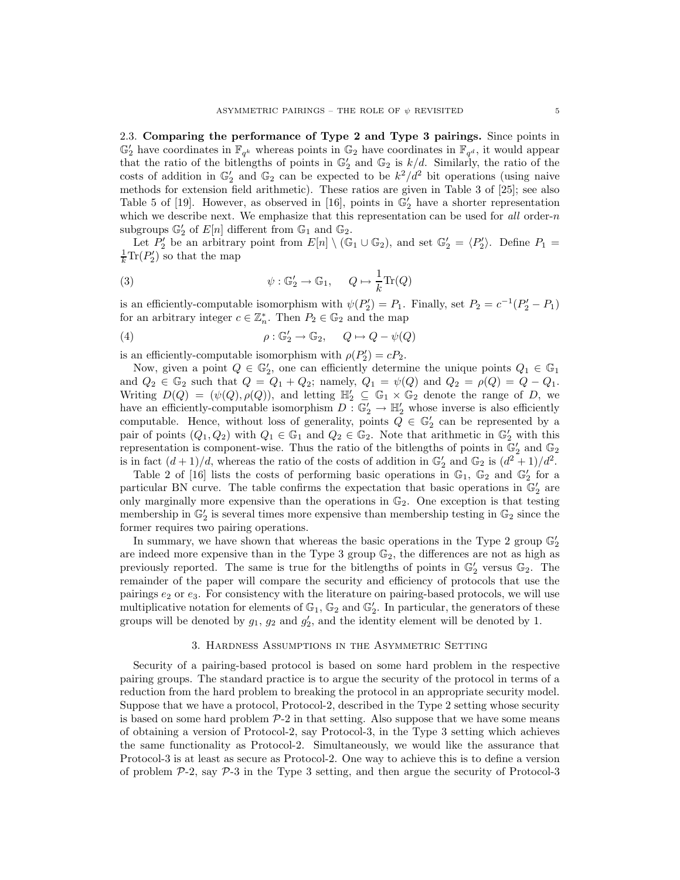2.3. **Comparing the performance of Type 2 and Type 3 pairings.** Since points in $\mathbb{G}_2'$ have coordinates in $\mathbb{F}_{q^k}$ whereas points in $\mathbb{G}_2$ have coordinates in $\mathbb{F}_{q^d}$, it would appear that the ratio of the bitlengths of points in $\mathbb{G}_2'$ and $\mathbb{G}_2$ is $k/d$. Similarly, the ratio of the costs of addition in $\mathbb{G}_2'$ and $\mathbb{G}_2$ can be expected to be $k^2/d^2$ bit operations (using naive methods for extension field arithmetic). These ratios are given in Table 3 of [25]; see also Table 5 of [19]. However, as observed in [16], points in $\mathbb{G}_2'$ have a shorter representation which we describe next. We emphasize that this representation can be used for *all* order-$n$ subgroups $\mathbb{G}_2'$ of $E[n]$ different from $\mathbb{G}_1$ and $\mathbb{G}_2$.

Let $P_2'$ be an arbitrary point from $E[n] \setminus (\mathbb{G}_1 \cup \mathbb{G}_2)$, and set $\mathbb{G}_2' = \langle P_2' \rangle$. Define $P_1 = \frac{1}{k}\mathrm{Tr}(P_2')$ so that the map

$$\psi : \mathbb{G}_2' \to \mathbb{G}_1, \quad Q \mapsto \frac{1}{k}\mathrm{Tr}(Q) \tag{3}$$

is an efficiently-computable isomorphism with $\psi(P_2') = P_1$. Finally, set $P_2 = c^{-1}(P_2' - P_1)$ for an arbitrary integer $c \in \mathbb{Z}_n^*$. Then $P_2 \in \mathbb{G}_2$ and the map

$$\rho : \mathbb{G}_2' \to \mathbb{G}_2, \quad Q \mapsto Q - \psi(Q) \tag{4}$$

is an efficiently-computable isomorphism with $\rho(P_2') = cP_2$.

Now, given a point $Q \in \mathbb{G}_2'$, one can efficiently determine the unique points $Q_1 \in \mathbb{G}_1$ and $Q_2 \in \mathbb{G}_2$ such that $Q = Q_1 + Q_2$; namely, $Q_1 = \psi(Q)$ and $Q_2 = \rho(Q) = Q - Q_1$. Writing $D(Q) = (\psi(Q), \rho(Q))$, and letting $\mathbb{H}_2' \subseteq \mathbb{G}_1 \times \mathbb{G}_2$ denote the range of $D$, we have an efficiently-computable isomorphism $D : \mathbb{G}_2' \to \mathbb{H}_2'$ whose inverse is also efficiently computable. Hence, without loss of generality, points $Q \in \mathbb{G}_2'$ can be represented by a pair of points $(Q_1, Q_2)$ with $Q_1 \in \mathbb{G}_1$ and $Q_2 \in \mathbb{G}_2$. Note that arithmetic in $\mathbb{G}_2'$ with this representation is component-wise. Thus the ratio of the bitlengths of points in $\mathbb{G}_2'$ and $\mathbb{G}_2$ is in fact $(d+1)/d$, whereas the ratio of the costs of addition in $\mathbb{G}_2'$ and $\mathbb{G}_2$ is $(d^2+1)/d^2$.

Table 2 of [16] lists the costs of performing basic operations in $\mathbb{G}_1$, $\mathbb{G}_2$ and $\mathbb{G}_2'$ for a particular BN curve. The table confirms the expectation that basic operations in $\mathbb{G}_2'$ are only marginally more expensive than the operations in $\mathbb{G}_2$. One exception is that testing membership in $\mathbb{G}_2'$ is several times more expensive than membership testing in $\mathbb{G}_2$ since the former requires two pairing operations.

In summary, we have shown that whereas the basic operations in the Type 2 group $\mathbb{G}_2'$ are indeed more expensive than in the Type 3 group $\mathbb{G}_2$, the differences are not as high as previously reported. The same is true for the bitlengths of points in $\mathbb{G}_2'$ versus $\mathbb{G}_2$. The remainder of the paper will compare the security and efficiency of protocols that use the pairings $e_2$ or $e_3$. For consistency with the literature on pairing-based protocols, we will use multiplicative notation for elements of $\mathbb{G}_1$, $\mathbb{G}_2$ and $\mathbb{G}_2'$. In particular, the generators of these groups will be denoted by $g_1$, $g_2$ and $g_2'$, and the identity element will be denoted by 1.

## 3. Hardness Assumptions in the Asymmetric Setting

Security of a pairing-based protocol is based on some hard problem in the respective pairing groups. The standard practice is to argue the security of the protocol in terms of a reduction from the hard problem to breaking the protocol in an appropriate security model. Suppose that we have a protocol, Protocol-2, described in the Type 2 setting whose security is based on some hard problem $\mathcal{P}$-2 in that setting. Also suppose that we have some means of obtaining a version of Protocol-2, say Protocol-3, in the Type 3 setting which achieves the same functionality as Protocol-2. Simultaneously, we would like the assurance that Protocol-3 is at least as secure as Protocol-2. One way to achieve this is to define a version of problem $\mathcal{P}$-2, say $\mathcal{P}$-3 in the Type 3 setting, and then argue the security of Protocol-3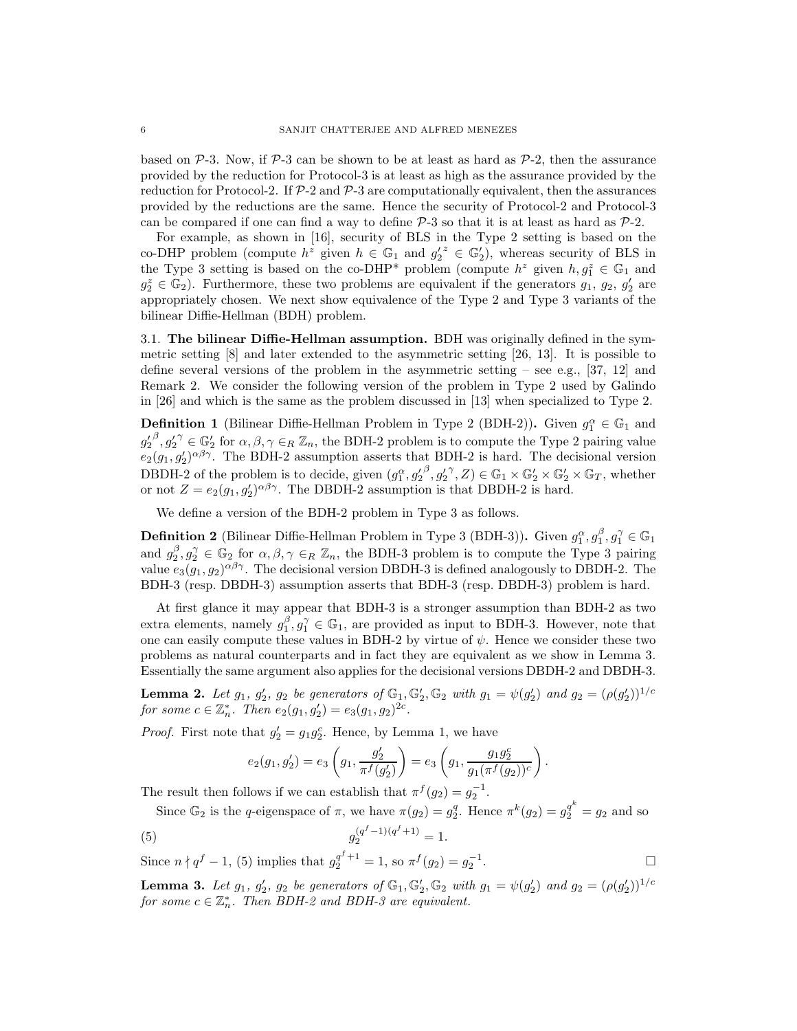based on $\mathcal{P}$-3. Now, if $\mathcal{P}$-3 can be shown to be at least as hard as $\mathcal{P}$-2, then the assurance provided by the reduction for Protocol-3 is at least as high as the assurance provided by the reduction for Protocol-2. If $\mathcal{P}$-2 and $\mathcal{P}$-3 are computationally equivalent, then the assurances provided by the reductions are the same. Hence the security of Protocol-2 and Protocol-3 can be compared if one can find a way to define $\mathcal{P}$-3 so that it is at least as hard as $\mathcal{P}$-2.

For example, as shown in [16], security of BLS in the Type 2 setting is based on the co-DHP problem (compute $h^z$ given $h \in \mathbb{G}_1$ and ${g'_2}^z \in \mathbb{G}'_2$), whereas security of BLS in the Type 3 setting is based on the co-DHP* problem (compute $h^z$ given $h, g_1^z \in \mathbb{G}_1$ and $g_2^z \in \mathbb{G}_2$). Furthermore, these two problems are equivalent if the generators $g_1$, $g_2$, $g'_2$ are appropriately chosen. We next show equivalence of the Type 2 and Type 3 variants of the bilinear Diffie-Hellman (BDH) problem.

3.1. **The bilinear Diffie-Hellman assumption.** BDH was originally defined in the symmetric setting [8] and later extended to the asymmetric setting [26, 13]. It is possible to define several versions of the problem in the asymmetric setting – see e.g., [37, 12] and Remark 2. We consider the following version of the problem in Type 2 used by Galindo in [26] and which is the same as the problem discussed in [13] when specialized to Type 2.

**Definition 1** (Bilinear Diffie-Hellman Problem in Type 2 (BDH-2))**.** Given $g_1^\alpha \in \mathbb{G}_1$ and ${g'_2}^\beta, {g'_2}^\gamma \in \mathbb{G}'_2$ for $\alpha, \beta, \gamma \in_R \mathbb{Z}_n$, the BDH-2 problem is to compute the Type 2 pairing value $e_2(g_1, g'_2)^{\alpha\beta\gamma}$. The BDH-2 assumption asserts that BDH-2 is hard. The decisional version DBDH-2 of the problem is to decide, given $(g_1^\alpha, {g'_2}^\beta, {g'_2}^\gamma, Z) \in \mathbb{G}_1 \times \mathbb{G}'_2 \times \mathbb{G}'_2 \times \mathbb{G}_T$, whether or not $Z = e_2(g_1, g'_2)^{\alpha\beta\gamma}$. The DBDH-2 assumption is that DBDH-2 is hard.

We define a version of the BDH-2 problem in Type 3 as follows.

**Definition 2** (Bilinear Diffie-Hellman Problem in Type 3 (BDH-3))**.** Given $g_1^\alpha, g_1^\beta, g_1^\gamma \in \mathbb{G}_1$ and $g_2^\beta, g_2^\gamma \in \mathbb{G}_2$ for $\alpha, \beta, \gamma \in_R \mathbb{Z}_n$, the BDH-3 problem is to compute the Type 3 pairing value $e_3(g_1, g_2)^{\alpha\beta\gamma}$. The decisional version DBDH-3 is defined analogously to DBDH-2. The BDH-3 (resp. DBDH-3) assumption asserts that BDH-3 (resp. DBDH-3) problem is hard.

At first glance it may appear that BDH-3 is a stronger assumption than BDH-2 as two extra elements, namely $g_1^\beta, g_1^\gamma \in \mathbb{G}_1$, are provided as input to BDH-3. However, note that one can easily compute these values in BDH-2 by virtue of $\psi$. Hence we consider these two problems as natural counterparts and in fact they are equivalent as we show in Lemma 3. Essentially the same argument also applies for the decisional versions DBDH-2 and DBDH-3.

**Lemma 2.** *Let $g_1$, $g'_2$, $g_2$ be generators of $\mathbb{G}_1, \mathbb{G}'_2, \mathbb{G}_2$ with $g_1 = \psi(g'_2)$ and $g_2 = (\rho(g'_2))^{1/c}$ for some $c \in \mathbb{Z}_n^*$. Then $e_2(g_1, g'_2) = e_3(g_1, g_2)^{2c}$.*

*Proof.* First note that $g'_2 = g_1 g_2^c$. Hence, by Lemma 1, we have

$$e_2(g_1, g'_2) = e_3\left(g_1, \frac{g'_2}{\pi^f(g'_2)}\right) = e_3\left(g_1, \frac{g_1 g_2^c}{g_1(\pi^f(g_2))^c}\right).$$

The result then follows if we can establish that $\pi^f(g_2) = g_2^{-1}$.

Since $\mathbb{G}_2$ is the $q$-eigenspace of $\pi$, we have $\pi(g_2) = g_2^q$. Hence $\pi^k(g_2) = g_2^{q^k} = g_2$ and so

$$g_2^{(q^f-1)(q^f+1)} = 1. \tag{5}$$

Since $n \nmid q^f - 1$, (5) implies that $g_2^{q^f+1} = 1$, so $\pi^f(g_2) = g_2^{-1}$. $\square$

**Lemma 3.** *Let $g_1$, $g'_2$, $g_2$ be generators of $\mathbb{G}_1, \mathbb{G}'_2, \mathbb{G}_2$ with $g_1 = \psi(g'_2)$ and $g_2 = (\rho(g'_2))^{1/c}$ for some $c \in \mathbb{Z}_n^*$. Then BDH-2 and BDH-3 are equivalent.*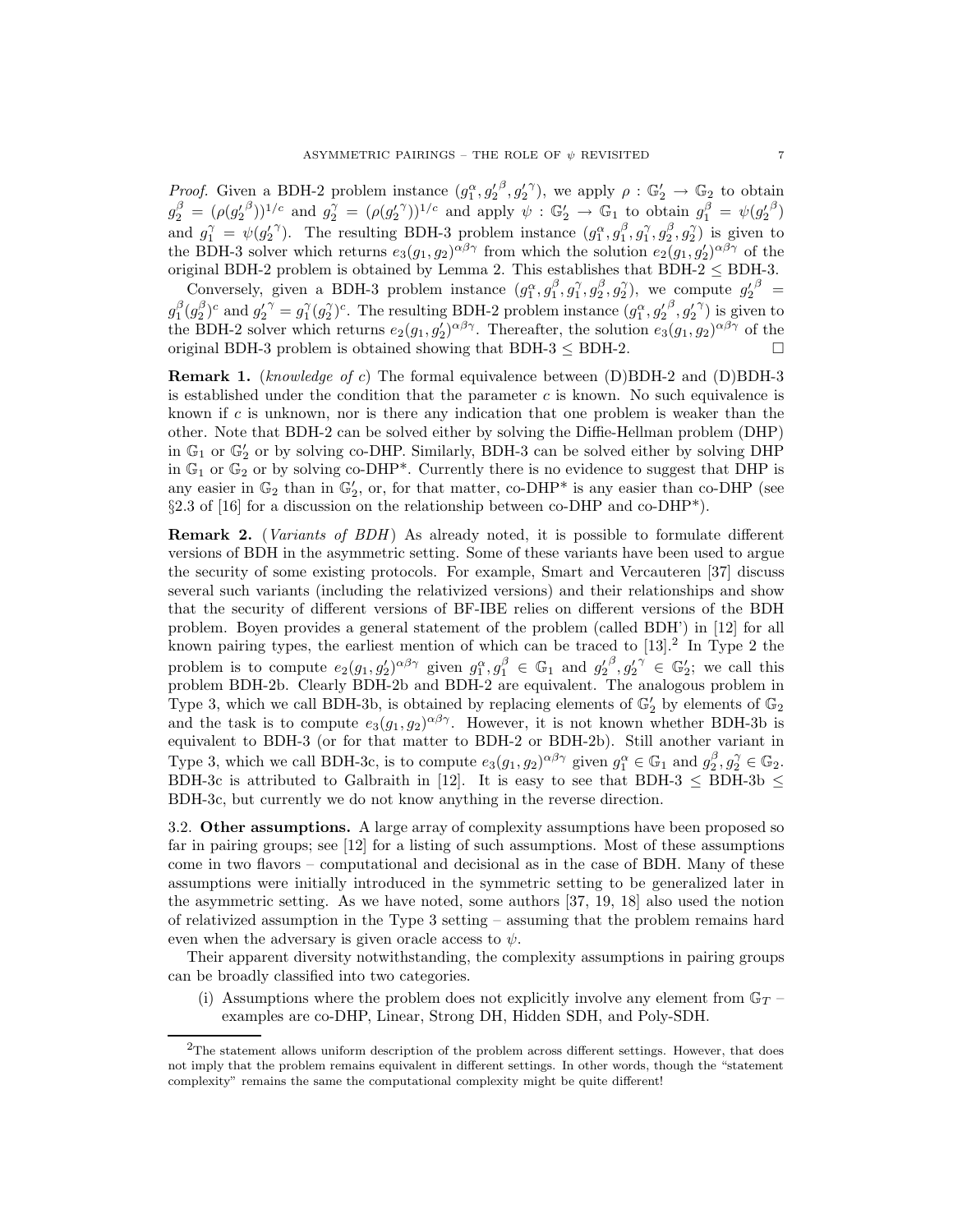*Proof.* Given a BDH-2 problem instance $(g_1^\alpha, {g_2'}^\beta, {g_2'}^\gamma)$, we apply $\rho : \mathbb{G}_2' \to \mathbb{G}_2$ to obtain $g_2^\beta = (\rho({g_2'}^\beta))^{1/c}$ and $g_2^\gamma = (\rho({g_2'}^\gamma))^{1/c}$ and apply $\psi : \mathbb{G}_2' \to \mathbb{G}_1$ to obtain $g_1^\beta = \psi({g_2'}^\beta)$ and $g_1^\gamma = \psi({g_2'}^\gamma)$. The resulting BDH-3 problem instance $(g_1^\alpha, g_1^\beta, g_1^\gamma, g_2^\beta, g_2^\gamma)$ is given to the BDH-3 solver which returns $e_3(g_1, g_2)^{\alpha\beta\gamma}$ from which the solution $e_2(g_1, g_2')^{\alpha\beta\gamma}$ of the original BDH-2 problem is obtained by Lemma 2. This establishes that BDH-2 $\leq$ BDH-3.

Conversely, given a BDH-3 problem instance $(g_1^\alpha, g_1^\beta, g_1^\gamma, g_2^\beta, g_2^\gamma)$, we compute ${g_2'}^\beta = g_1^\beta (g_2^\beta)^c$ and ${g_2'}^\gamma = g_1^\gamma (g_2^\gamma)^c$. The resulting BDH-2 problem instance $(g_1^\alpha, {g_2'}^\beta, {g_2'}^\gamma)$ is given to the BDH-2 solver which returns $e_2(g_1, g_2')^{\alpha\beta\gamma}$. Thereafter, the solution $e_3(g_1, g_2)^{\alpha\beta\gamma}$ of the original BDH-3 problem is obtained showing that BDH-3 $\leq$ BDH-2. □

**Remark 1.** (*knowledge of c*) The formal equivalence between (D)BDH-2 and (D)BDH-3 is established under the condition that the parameter $c$ is known. No such equivalence is known if $c$ is unknown, nor is there any indication that one problem is weaker than the other. Note that BDH-2 can be solved either by solving the Diffie-Hellman problem (DHP) in $\mathbb{G}_1$ or $\mathbb{G}_2'$ or by solving co-DHP. Similarly, BDH-3 can be solved either by solving DHP in $\mathbb{G}_1$ or $\mathbb{G}_2$ or by solving co-DHP\*. Currently there is no evidence to suggest that DHP is any easier in $\mathbb{G}_2$ than in $\mathbb{G}_2'$, or, for that matter, co-DHP\* is any easier than co-DHP (see §2.3 of [16] for a discussion on the relationship between co-DHP and co-DHP\*).

**Remark 2.** (*Variants of BDH*) As already noted, it is possible to formulate different versions of BDH in the asymmetric setting. Some of these variants have been used to argue the security of some existing protocols. For example, Smart and Vercauteren [37] discuss several such variants (including the relativized versions) and their relationships and show that the security of different versions of BF-IBE relies on different versions of the BDH problem. Boyen provides a general statement of the problem (called BDH') in [12] for all known pairing types, the earliest mention of which can be traced to [13].[2] In Type 2 the problem is to compute $e_2(g_1, g_2')^{\alpha\beta\gamma}$ given $g_1^\alpha, g_1^\beta \in \mathbb{G}_1$ and ${g_2'}^\beta, {g_2'}^\gamma \in \mathbb{G}_2'$; we call this problem BDH-2b. Clearly BDH-2b and BDH-2 are equivalent. The analogous problem in Type 3, which we call BDH-3b, is obtained by replacing elements of $\mathbb{G}_2'$ by elements of $\mathbb{G}_2$ and the task is to compute $e_3(g_1, g_2)^{\alpha\beta\gamma}$. However, it is not known whether BDH-3b is equivalent to BDH-3 (or for that matter to BDH-2 or BDH-2b). Still another variant in Type 3, which we call BDH-3c, is to compute $e_3(g_1, g_2)^{\alpha\beta\gamma}$ given $g_1^\alpha \in \mathbb{G}_1$ and $g_2^\beta, g_2^\gamma \in \mathbb{G}_2$. BDH-3c is attributed to Galbraith in [12]. It is easy to see that BDH-3 $\leq$ BDH-3b $\leq$ BDH-3c, but currently we do not know anything in the reverse direction.

3.2. **Other assumptions.** A large array of complexity assumptions have been proposed so far in pairing groups; see [12] for a listing of such assumptions. Most of these assumptions come in two flavors – computational and decisional as in the case of BDH. Many of these assumptions were initially introduced in the symmetric setting to be generalized later in the asymmetric setting. As we have noted, some authors [37, 19, 18] also used the notion of relativized assumption in the Type 3 setting – assuming that the problem remains hard even when the adversary is given oracle access to $\psi$.

Their apparent diversity notwithstanding, the complexity assumptions in pairing groups can be broadly classified into two categories.

(i) Assumptions where the problem does not explicitly involve any element from $\mathbb{G}_T$ – examples are co-DHP, Linear, Strong DH, Hidden SDH, and Poly-SDH.

[2] The statement allows uniform description of the problem across different settings. However, that does not imply that the problem remains equivalent in different settings. In other words, though the "statement complexity" remains the same the computational complexity might be quite different!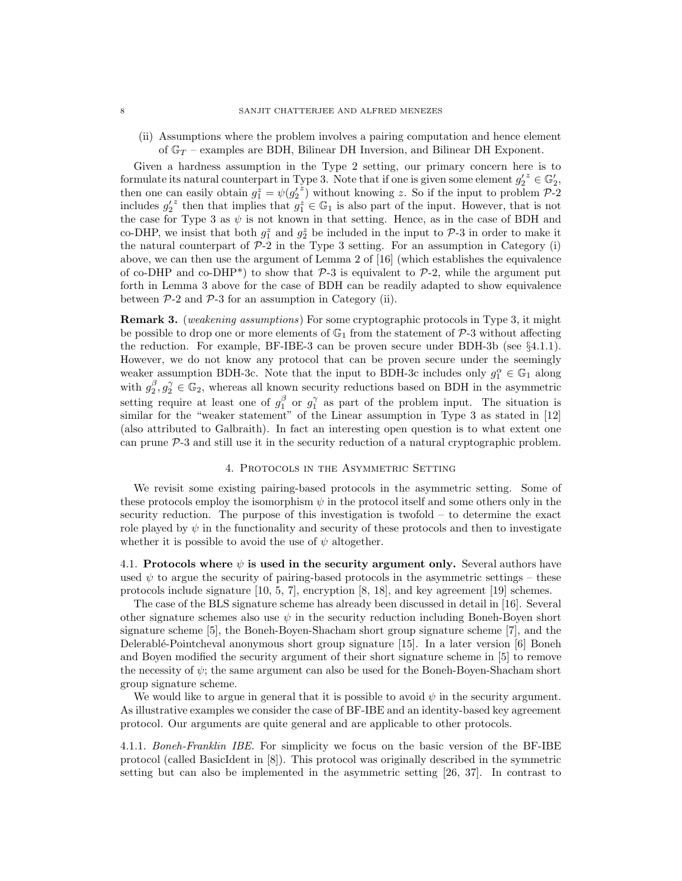(ii) Assumptions where the problem involves a pairing computation and hence element of $\mathbb{G}_T$ – examples are BDH, Bilinear DH Inversion, and Bilinear DH Exponent.

Given a hardness assumption in the Type 2 setting, our primary concern here is to formulate its natural counterpart in Type 3. Note that if one is given some element ${g'_2}^z \in \mathbb{G}'_2$, then one can easily obtain $g_1^z = \psi({g'_2}^z)$ without knowing $z$. So if the input to problem $\mathcal{P}$-2 includes ${g'_2}^z$ then that implies that $g_1^z \in \mathbb{G}_1$ is also part of the input. However, that is not the case for Type 3 as $\psi$ is not known in that setting. Hence, as in the case of BDH and co-DHP, we insist that both $g_1^z$ and $g_2^z$ be included in the input to $\mathcal{P}$-3 in order to make it the natural counterpart of $\mathcal{P}$-2 in the Type 3 setting. For an assumption in Category (i) above, we can then use the argument of Lemma 2 of [16] (which establishes the equivalence of co-DHP and co-DHP*) to show that $\mathcal{P}$-3 is equivalent to $\mathcal{P}$-2, while the argument put forth in Lemma 3 above for the case of BDH can be readily adapted to show equivalence between $\mathcal{P}$-2 and $\mathcal{P}$-3 for an assumption in Category (ii).

**Remark 3.** (*weakening assumptions*) For some cryptographic protocols in Type 3, it might be possible to drop one or more elements of $\mathbb{G}_1$ from the statement of $\mathcal{P}$-3 without affecting the reduction. For example, BF-IBE-3 can be proven secure under BDH-3b (see §4.1.1). However, we do not know any protocol that can be proven secure under the seemingly weaker assumption BDH-3c. Note that the input to BDH-3c includes only $g_1^\alpha \in \mathbb{G}_1$ along with $g_2^\beta, g_2^\gamma \in \mathbb{G}_2$, whereas all known security reductions based on BDH in the asymmetric setting require at least one of $g_1^\beta$ or $g_1^\gamma$ as part of the problem input. The situation is similar for the "weaker statement" of the Linear assumption in Type 3 as stated in [12] (also attributed to Galbraith). In fact an interesting open question is to what extent one can prune $\mathcal{P}$-3 and still use it in the security reduction of a natural cryptographic problem.

## 4. Protocols in the Asymmetric Setting

We revisit some existing pairing-based protocols in the asymmetric setting. Some of these protocols employ the isomorphism $\psi$ in the protocol itself and some others only in the security reduction. The purpose of this investigation is twofold – to determine the exact role played by $\psi$ in the functionality and security of these protocols and then to investigate whether it is possible to avoid the use of $\psi$ altogether.

### 4.1. Protocols where $\psi$ is used in the security argument only.

Several authors have used $\psi$ to argue the security of pairing-based protocols in the asymmetric settings – these protocols include signature [10, 5, 7], encryption [8, 18], and key agreement [19] schemes.

The case of the BLS signature scheme has already been discussed in detail in [16]. Several other signature schemes also use $\psi$ in the security reduction including Boneh-Boyen short signature scheme [5], the Boneh-Boyen-Shacham short group signature scheme [7], and the Delerablé-Pointcheval anonymous short group signature [15]. In a later version [6] Boneh and Boyen modified the security argument of their short signature scheme in [5] to remove the necessity of $\psi$; the same argument can also be used for the Boneh-Boyen-Shacham short group signature scheme.

We would like to argue in general that it is possible to avoid $\psi$ in the security argument. As illustrative examples we consider the case of BF-IBE and an identity-based key agreement protocol. Our arguments are quite general and are applicable to other protocols.

#### 4.1.1. *Boneh-Franklin IBE.*

For simplicity we focus on the basic version of the BF-IBE protocol (called BasicIdent in [8]). This protocol was originally described in the symmetric setting but can also be implemented in the asymmetric setting [26, 37]. In contrast to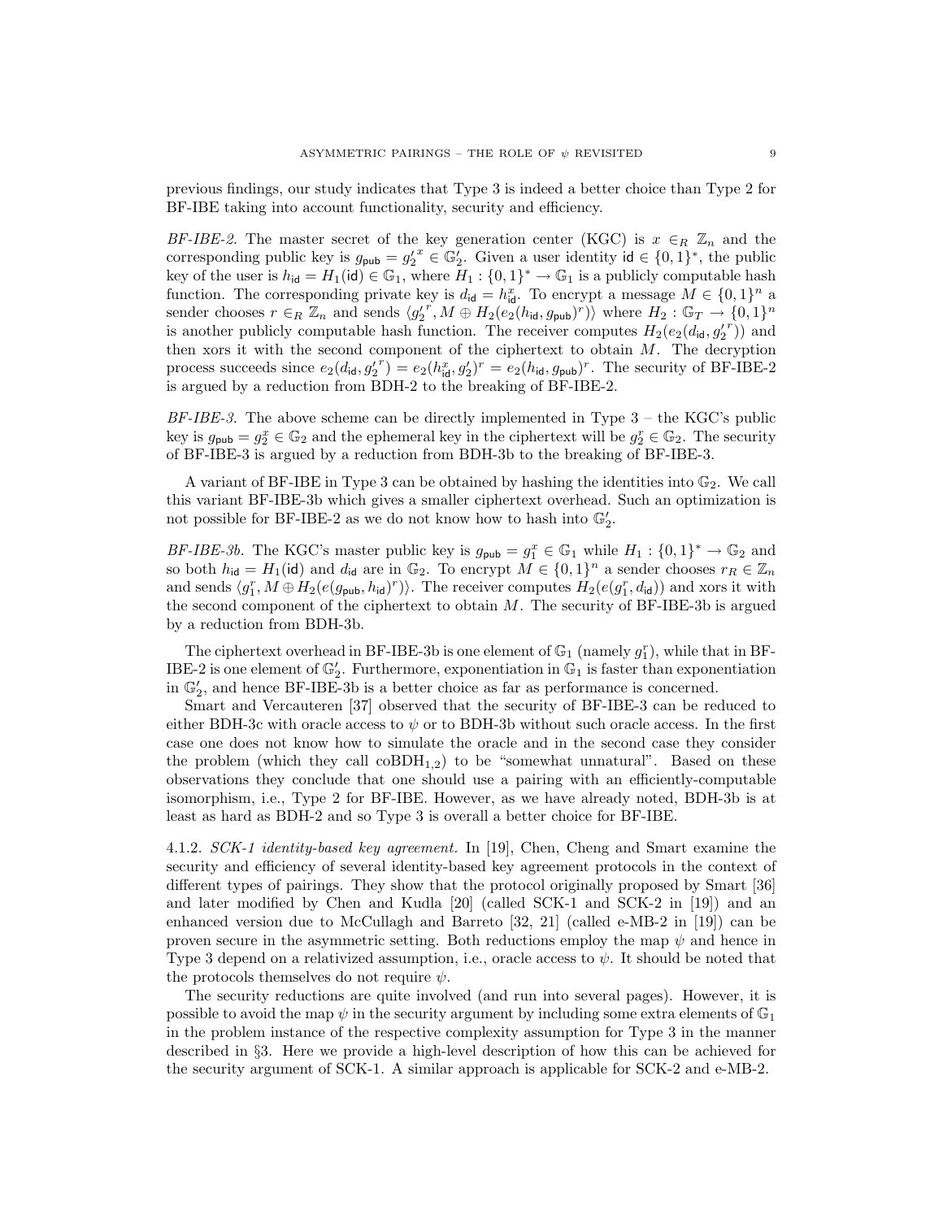previous findings, our study indicates that Type 3 is indeed a better choice than Type 2 for BF-IBE taking into account functionality, security and efficiency.

*BF-IBE-2.* The master secret of the key generation center (KGC) is $x \in_R \mathbb{Z}_n$ and the corresponding public key is $g_{\mathsf{pub}} = {g'_2}^x \in \mathbb{G}'_2$. Given a user identity $\mathsf{id} \in \{0,1\}^*$, the public key of the user is $h_{\mathsf{id}} = H_1(\mathsf{id}) \in \mathbb{G}_1$, where $H_1 : \{0,1\}^* \to \mathbb{G}_1$ is a publicly computable hash function. The corresponding private key is $d_{\mathsf{id}} = h_{\mathsf{id}}^x$. To encrypt a message $M \in \{0,1\}^n$ a sender chooses $r \in_R \mathbb{Z}_n$ and sends $\langle {g'_2}^r, M \oplus H_2(e_2(h_{\mathsf{id}}, g_{\mathsf{pub}})^r)\rangle$ where $H_2 : \mathbb{G}_T \to \{0,1\}^n$ is another publicly computable hash function. The receiver computes $H_2(e_2(d_{\mathsf{id}}, {g'_2}^r))$ and then xors it with the second component of the ciphertext to obtain $M$. The decryption process succeeds since $e_2(d_{\mathsf{id}}, {g'_2}^r) = e_2(h_{\mathsf{id}}^x, g'_2)^r = e_2(h_{\mathsf{id}}, g_{\mathsf{pub}})^r$. The security of BF-IBE-2 is argued by a reduction from BDH-2 to the breaking of BF-IBE-2.

*BF-IBE-3.* The above scheme can be directly implemented in Type 3 – the KGC's public key is $g_{\mathsf{pub}} = g_2^x \in \mathbb{G}_2$ and the ephemeral key in the ciphertext will be $g_2^r \in \mathbb{G}_2$. The security of BF-IBE-3 is argued by a reduction from BDH-3b to the breaking of BF-IBE-3.

A variant of BF-IBE in Type 3 can be obtained by hashing the identities into $\mathbb{G}_2$. We call this variant BF-IBE-3b which gives a smaller ciphertext overhead. Such an optimization is not possible for BF-IBE-2 as we do not know how to hash into $\mathbb{G}'_2$.

*BF-IBE-3b.* The KGC's master public key is $g_{\mathsf{pub}} = g_1^x \in \mathbb{G}_1$ while $H_1 : \{0,1\}^* \to \mathbb{G}_2$ and so both $h_{\mathsf{id}} = H_1(\mathsf{id})$ and $d_{\mathsf{id}}$ are in $\mathbb{G}_2$. To encrypt $M \in \{0,1\}^n$ a sender chooses $r_R \in \mathbb{Z}_n$ and sends $\langle g_1^r, M \oplus H_2(e(g_{\mathsf{pub}}, h_{\mathsf{id}})^r)\rangle$. The receiver computes $H_2(e(g_1^r, d_{\mathsf{id}}))$ and xors it with the second component of the ciphertext to obtain $M$. The security of BF-IBE-3b is argued by a reduction from BDH-3b.

The ciphertext overhead in BF-IBE-3b is one element of $\mathbb{G}_1$ (namely $g_1^r$), while that in BF-IBE-2 is one element of $\mathbb{G}'_2$. Furthermore, exponentiation in $\mathbb{G}_1$ is faster than exponentiation in $\mathbb{G}'_2$, and hence BF-IBE-3b is a better choice as far as performance is concerned.

Smart and Vercauteren [37] observed that the security of BF-IBE-3 can be reduced to either BDH-3c with oracle access to $\psi$ or to BDH-3b without such oracle access. In the first case one does not know how to simulate the oracle and in the second case they consider the problem (which they call $\text{coBDH}_{1,2}$) to be "somewhat unnatural". Based on these observations they conclude that one should use a pairing with an efficiently-computable isomorphism, i.e., Type 2 for BF-IBE. However, as we have already noted, BDH-3b is at least as hard as BDH-2 and so Type 3 is overall a better choice for BF-IBE.

4.1.2. *SCK-1 identity-based key agreement.* In [19], Chen, Cheng and Smart examine the security and efficiency of several identity-based key agreement protocols in the context of different types of pairings. They show that the protocol originally proposed by Smart [36] and later modified by Chen and Kudla [20] (called SCK-1 and SCK-2 in [19]) and an enhanced version due to McCullagh and Barreto [32, 21] (called e-MB-2 in [19]) can be proven secure in the asymmetric setting. Both reductions employ the map $\psi$ and hence in Type 3 depend on a relativized assumption, i.e., oracle access to $\psi$. It should be noted that the protocols themselves do not require $\psi$.

The security reductions are quite involved (and run into several pages). However, it is possible to avoid the map $\psi$ in the security argument by including some extra elements of $\mathbb{G}_1$ in the problem instance of the respective complexity assumption for Type 3 in the manner described in §3. Here we provide a high-level description of how this can be achieved for the security argument of SCK-1. A similar approach is applicable for SCK-2 and e-MB-2.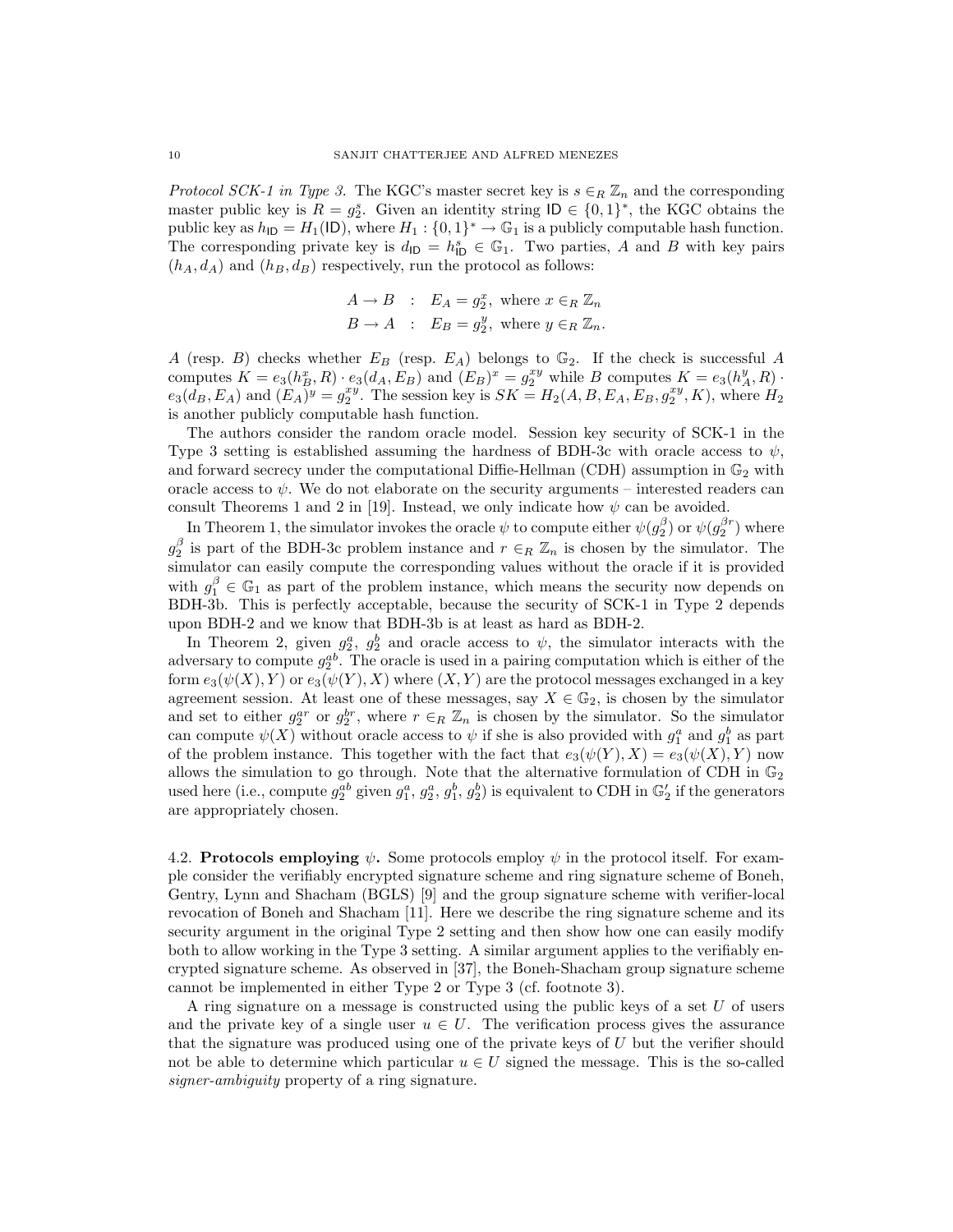*Protocol SCK-1 in Type 3.* The KGC's master secret key is $s \in_R \mathbb{Z}_n$ and the corresponding master public key is $R = g_2^s$. Given an identity string $\mathsf{ID} \in \{0,1\}^*$, the KGC obtains the public key as $h_{\mathsf{ID}} = H_1(\mathsf{ID})$, where $H_1 : \{0,1\}^* \rightarrow \mathbb{G}_1$ is a publicly computable hash function. The corresponding private key is $d_{\mathsf{ID}} = h_{\mathsf{ID}}^s \in \mathbb{G}_1$. Two parties, $A$ and $B$ with key pairs $(h_A, d_A)$ and $(h_B, d_B)$ respectively, run the protocol as follows:

$$
\begin{aligned}
A \rightarrow B \quad &: \quad E_A = g_2^x, \text{ where } x \in_R \mathbb{Z}_n \\
B \rightarrow A \quad &: \quad E_B = g_2^y, \text{ where } y \in_R \mathbb{Z}_n.
\end{aligned}
$$

$A$ (resp. $B$) checks whether $E_B$ (resp. $E_A$) belongs to $\mathbb{G}_2$. If the check is successful $A$ computes $K = e_3(h_B^x, R) \cdot e_3(d_A, E_B)$ and $(E_B)^x = g_2^{xy}$ while $B$ computes $K = e_3(h_A^y, R) \cdot e_3(d_B, E_A)$ and $(E_A)^y = g_2^{xy}$. The session key is $SK = H_2(A, B, E_A, E_B, g_2^{xy}, K)$, where $H_2$ is another publicly computable hash function.

The authors consider the random oracle model. Session key security of SCK-1 in the Type 3 setting is established assuming the hardness of BDH-3c with oracle access to $\psi$, and forward secrecy under the computational Diffie-Hellman (CDH) assumption in $\mathbb{G}_2$ with oracle access to $\psi$. We do not elaborate on the security arguments – interested readers can consult Theorems 1 and 2 in [19]. Instead, we only indicate how $\psi$ can be avoided.

In Theorem 1, the simulator invokes the oracle $\psi$ to compute either $\psi(g_2^\beta)$ or $\psi(g_2^{\beta r})$ where $g_2^\beta$ is part of the BDH-3c problem instance and $r \in_R \mathbb{Z}_n$ is chosen by the simulator. The simulator can easily compute the corresponding values without the oracle if it is provided with $g_1^\beta \in \mathbb{G}_1$ as part of the problem instance, which means the security now depends on BDH-3b. This is perfectly acceptable, because the security of SCK-1 in Type 2 depends upon BDH-2 and we know that BDH-3b is at least as hard as BDH-2.

In Theorem 2, given $g_2^a$, $g_2^b$ and oracle access to $\psi$, the simulator interacts with the adversary to compute $g_2^{ab}$. The oracle is used in a pairing computation which is either of the form $e_3(\psi(X), Y)$ or $e_3(\psi(Y), X)$ where $(X, Y)$ are the protocol messages exchanged in a key agreement session. At least one of these messages, say $X \in \mathbb{G}_2$, is chosen by the simulator and set to either $g_2^{ar}$ or $g_2^{br}$, where $r \in_R \mathbb{Z}_n$ is chosen by the simulator. So the simulator can compute $\psi(X)$ without oracle access to $\psi$ if she is also provided with $g_1^a$ and $g_1^b$ as part of the problem instance. This together with the fact that $e_3(\psi(Y), X) = e_3(\psi(X), Y)$ now allows the simulation to go through. Note that the alternative formulation of CDH in $\mathbb{G}_2$ used here (i.e., compute $g_2^{ab}$ given $g_1^a$, $g_2^a$, $g_1^b$, $g_2^b$) is equivalent to CDH in $\mathbb{G}_2'$ if the generators are appropriately chosen.

4.2. **Protocols employing $\psi$.** Some protocols employ $\psi$ in the protocol itself. For example consider the verifiably encrypted signature scheme and ring signature scheme of Boneh, Gentry, Lynn and Shacham (BGLS) [9] and the group signature scheme with verifier-local revocation of Boneh and Shacham [11]. Here we describe the ring signature scheme and its security argument in the original Type 2 setting and then show how one can easily modify both to allow working in the Type 3 setting. A similar argument applies to the verifiably encrypted signature scheme. As observed in [37], the Boneh-Shacham group signature scheme cannot be implemented in either Type 2 or Type 3 (cf. footnote 3).

A ring signature on a message is constructed using the public keys of a set $U$ of users and the private key of a single user $u \in U$. The verification process gives the assurance that the signature was produced using one of the private keys of $U$ but the verifier should not be able to determine which particular $u \in U$ signed the message. This is the so-called *signer-ambiguity* property of a ring signature.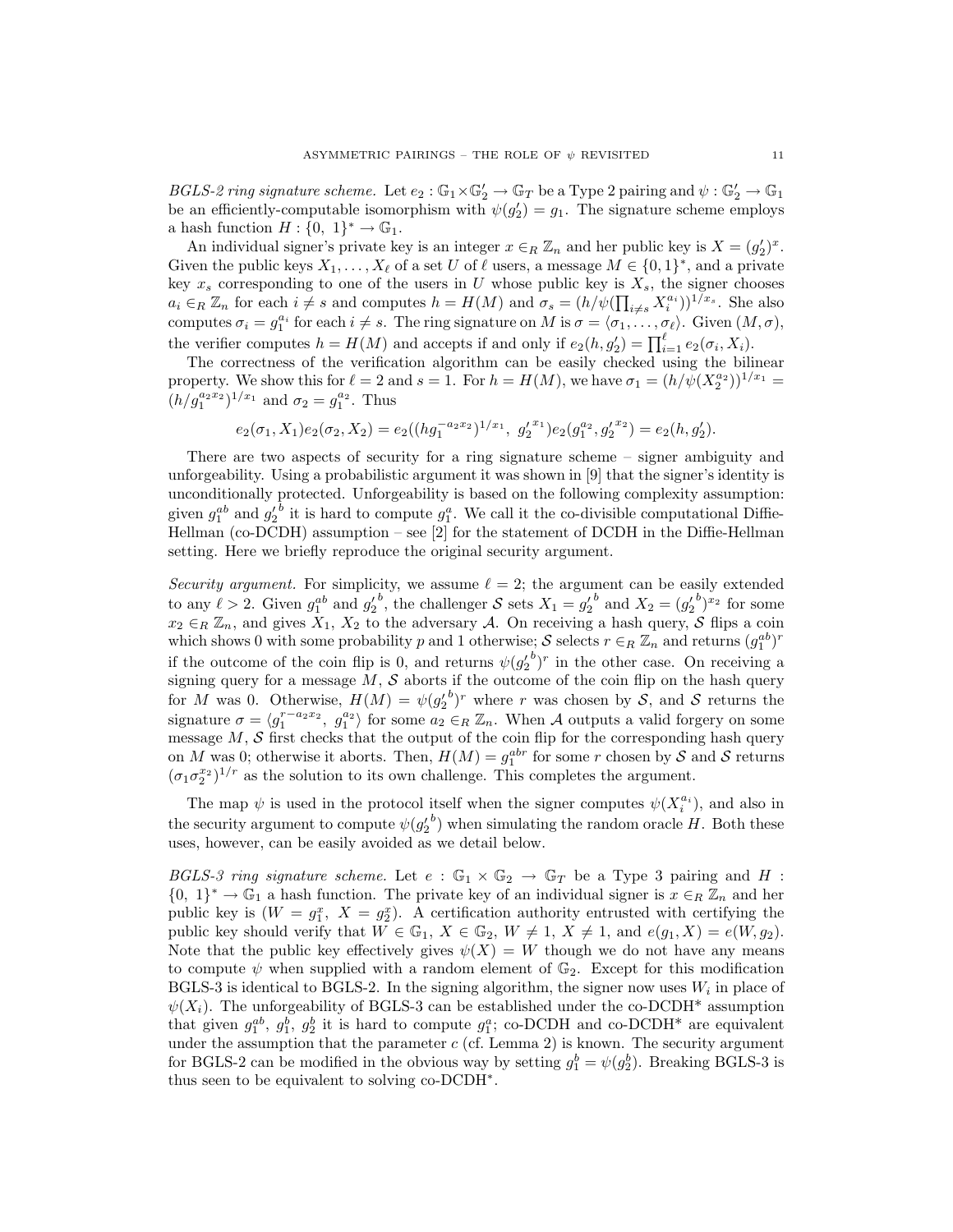*BGLS-2 ring signature scheme.* Let $e_2 : \mathbb{G}_1 \times \mathbb{G}_2' \to \mathbb{G}_T$ be a Type 2 pairing and $\psi : \mathbb{G}_2' \to \mathbb{G}_1$ be an efficiently-computable isomorphism with $\psi(g_2') = g_1$. The signature scheme employs a hash function $H : \{0,\ 1\}^* \to \mathbb{G}_1$.

An individual signer's private key is an integer $x \in_R \mathbb{Z}_n$ and her public key is $X = (g_2')^x$. Given the public keys $X_1, \ldots, X_\ell$ of a set $U$ of $\ell$ users, a message $M \in \{0,1\}^*$, and a private key $x_s$ corresponding to one of the users in $U$ whose public key is $X_s$, the signer chooses $a_i \in_R \mathbb{Z}_n$ for each $i \neq s$ and computes $h = H(M)$ and $\sigma_s = (h/\psi(\prod_{i \neq s} X_i^{a_i}))^{1/x_s}$. She also computes $\sigma_i = g_1^{a_i}$ for each $i \neq s$. The ring signature on $M$ is $\sigma = \langle \sigma_1, \ldots, \sigma_\ell \rangle$. Given $(M, \sigma)$, the verifier computes $h = H(M)$ and accepts if and only if $e_2(h, g_2') = \prod_{i=1}^{\ell} e_2(\sigma_i, X_i)$.

The correctness of the verification algorithm can be easily checked using the bilinear property. We show this for $\ell = 2$ and $s = 1$. For $h = H(M)$, we have $\sigma_1 = (h/\psi(X_2^{a_2}))^{1/x_1} = (h/g_1^{a_2 x_2})^{1/x_1}$ and $\sigma_2 = g_1^{a_2}$. Thus

$$e_2(\sigma_1, X_1) e_2(\sigma_2, X_2) = e_2((h g_1^{-a_2 x_2})^{1/x_1},\ {g_2'}^{x_1}) e_2(g_1^{a_2}, {g_2'}^{x_2}) = e_2(h, g_2').$$

There are two aspects of security for a ring signature scheme – signer ambiguity and unforgeability. Using a probabilistic argument it was shown in [9] that the signer's identity is unconditionally protected. Unforgeability is based on the following complexity assumption: given $g_1^{ab}$ and ${g_2'}^b$ it is hard to compute $g_1^a$. We call it the co-divisible computational Diffie-Hellman (co-DCDH) assumption – see [2] for the statement of DCDH in the Diffie-Hellman setting. Here we briefly reproduce the original security argument.

*Security argument.* For simplicity, we assume $\ell = 2$; the argument can be easily extended to any $\ell > 2$. Given $g_1^{ab}$ and ${g_2'}^b$, the challenger $\mathcal{S}$ sets $X_1 = {g_2'}^b$ and $X_2 = ({g_2'}^b)^{x_2}$ for some $x_2 \in_R \mathbb{Z}_n$, and gives $X_1$, $X_2$ to the adversary $\mathcal{A}$. On receiving a hash query, $\mathcal{S}$ flips a coin which shows 0 with some probability $p$ and 1 otherwise; $\mathcal{S}$ selects $r \in_R \mathbb{Z}_n$ and returns $(g_1^{ab})^r$ if the outcome of the coin flip is 0, and returns $\psi({g_2'}^b)^r$ in the other case. On receiving a signing query for a message $M$, $\mathcal{S}$ aborts if the outcome of the coin flip on the hash query for $M$ was 0. Otherwise, $H(M) = \psi({g_2'}^b)^r$ where $r$ was chosen by $\mathcal{S}$, and $\mathcal{S}$ returns the signature $\sigma = \langle g_1^{r - a_2 x_2},\ g_1^{a_2} \rangle$ for some $a_2 \in_R \mathbb{Z}_n$. When $\mathcal{A}$ outputs a valid forgery on some message $M$, $\mathcal{S}$ first checks that the output of the coin flip for the corresponding hash query on $M$ was 0; otherwise it aborts. Then, $H(M) = g_1^{abr}$ for some $r$ chosen by $\mathcal{S}$ and $\mathcal{S}$ returns $(\sigma_1 \sigma_2^{x_2})^{1/r}$ as the solution to its own challenge. This completes the argument.

The map $\psi$ is used in the protocol itself when the signer computes $\psi(X_i^{a_i})$, and also in the security argument to compute $\psi({g_2'}^b)$ when simulating the random oracle $H$. Both these uses, however, can be easily avoided as we detail below.

*BGLS-3 ring signature scheme.* Let $e : \mathbb{G}_1 \times \mathbb{G}_2 \to \mathbb{G}_T$ be a Type 3 pairing and $H : \{0,\ 1\}^* \to \mathbb{G}_1$ a hash function. The private key of an individual signer is $x \in_R \mathbb{Z}_n$ and her public key is $(W = g_1^x,\ X = g_2^x)$. A certification authority entrusted with certifying the public key should verify that $W \in \mathbb{G}_1$, $X \in \mathbb{G}_2$, $W \neq 1$, $X \neq 1$, and $e(g_1, X) = e(W, g_2)$. Note that the public key effectively gives $\psi(X) = W$ though we do not have any means to compute $\psi$ when supplied with a random element of $\mathbb{G}_2$. Except for this modification BGLS-3 is identical to BGLS-2. In the signing algorithm, the signer now uses $W_i$ in place of $\psi(X_i)$. The unforgeability of BGLS-3 can be established under the co-DCDH* assumption that given $g_1^{ab}$, $g_1^b$, $g_2^b$ it is hard to compute $g_1^a$; co-DCDH and co-DCDH* are equivalent under the assumption that the parameter $c$ (cf. Lemma 2) is known. The security argument for BGLS-2 can be modified in the obvious way by setting $g_1^b = \psi(g_2^b)$. Breaking BGLS-3 is thus seen to be equivalent to solving co-DCDH*.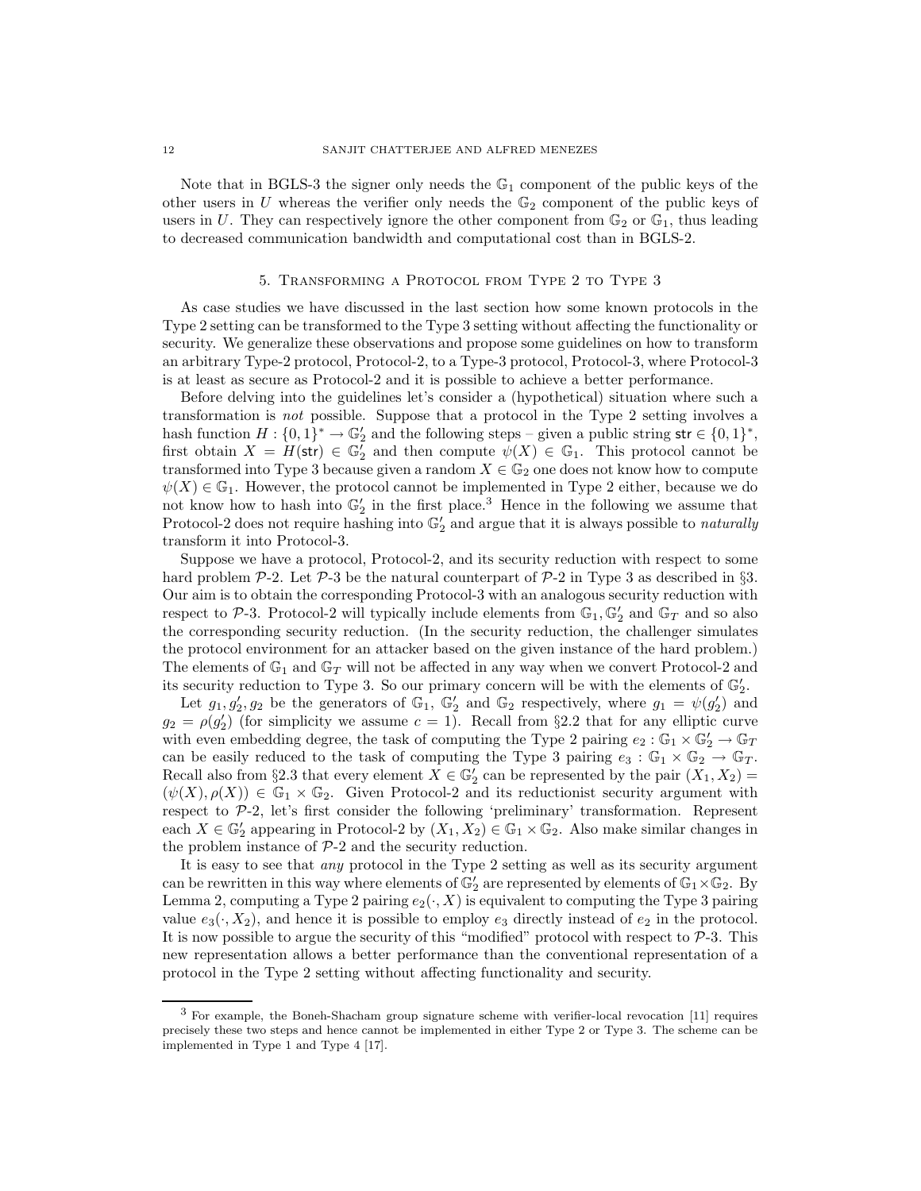Note that in BGLS-3 the signer only needs the $\mathbb{G}_1$ component of the public keys of the other users in $U$ whereas the verifier only needs the $\mathbb{G}_2$ component of the public keys of users in $U$. They can respectively ignore the other component from $\mathbb{G}_2$ or $\mathbb{G}_1$, thus leading to decreased communication bandwidth and computational cost than in BGLS-2.

## 5. Transforming a Protocol from Type 2 to Type 3

As case studies we have discussed in the last section how some known protocols in the Type 2 setting can be transformed to the Type 3 setting without affecting the functionality or security. We generalize these observations and propose some guidelines on how to transform an arbitrary Type-2 protocol, Protocol-2, to a Type-3 protocol, Protocol-3, where Protocol-3 is at least as secure as Protocol-2 and it is possible to achieve a better performance.

Before delving into the guidelines let's consider a (hypothetical) situation where such a transformation is *not* possible. Suppose that a protocol in the Type 2 setting involves a hash function $H : \{0,1\}^* \to \mathbb{G}_2'$ and the following steps – given a public string $\mathsf{str} \in \{0,1\}^*$, first obtain $X = H(\mathsf{str}) \in \mathbb{G}_2'$ and then compute $\psi(X) \in \mathbb{G}_1$. This protocol cannot be transformed into Type 3 because given a random $X \in \mathbb{G}_2$ one does not know how to compute $\psi(X) \in \mathbb{G}_1$. However, the protocol cannot be implemented in Type 2 either, because we do not know how to hash into $\mathbb{G}_2'$ in the first place.[3] Hence in the following we assume that Protocol-2 does not require hashing into $\mathbb{G}_2'$ and argue that it is always possible to *naturally* transform it into Protocol-3.

Suppose we have a protocol, Protocol-2, and its security reduction with respect to some hard problem $\mathcal{P}$-2. Let $\mathcal{P}$-3 be the natural counterpart of $\mathcal{P}$-2 in Type 3 as described in §3. Our aim is to obtain the corresponding Protocol-3 with an analogous security reduction with respect to $\mathcal{P}$-3. Protocol-2 will typically include elements from $\mathbb{G}_1, \mathbb{G}_2'$ and $\mathbb{G}_T$ and so also the corresponding security reduction. (In the security reduction, the challenger simulates the protocol environment for an attacker based on the given instance of the hard problem.) The elements of $\mathbb{G}_1$ and $\mathbb{G}_T$ will not be affected in any way when we convert Protocol-2 and its security reduction to Type 3. So our primary concern will be with the elements of $\mathbb{G}_2'$.

Let $g_1, g_2', g_2$ be the generators of $\mathbb{G}_1$, $\mathbb{G}_2'$ and $\mathbb{G}_2$ respectively, where $g_1 = \psi(g_2')$ and $g_2 = \rho(g_2')$ (for simplicity we assume $c = 1$). Recall from §2.2 that for any elliptic curve with even embedding degree, the task of computing the Type 2 pairing $e_2 : \mathbb{G}_1 \times \mathbb{G}_2' \to \mathbb{G}_T$ can be easily reduced to the task of computing the Type 3 pairing $e_3 : \mathbb{G}_1 \times \mathbb{G}_2 \to \mathbb{G}_T$. Recall also from §2.3 that every element $X \in \mathbb{G}_2'$ can be represented by the pair $(X_1, X_2) = (\psi(X), \rho(X)) \in \mathbb{G}_1 \times \mathbb{G}_2$. Given Protocol-2 and its reductionist security argument with respect to $\mathcal{P}$-2, let's first consider the following 'preliminary' transformation. Represent each $X \in \mathbb{G}_2'$ appearing in Protocol-2 by $(X_1, X_2) \in \mathbb{G}_1 \times \mathbb{G}_2$. Also make similar changes in the problem instance of $\mathcal{P}$-2 and the security reduction.

It is easy to see that *any* protocol in the Type 2 setting as well as its security argument can be rewritten in this way where elements of $\mathbb{G}_2'$ are represented by elements of $\mathbb{G}_1 \times \mathbb{G}_2$. By Lemma 2, computing a Type 2 pairing $e_2(\cdot, X)$ is equivalent to computing the Type 3 pairing value $e_3(\cdot, X_2)$, and hence it is possible to employ $e_3$ directly instead of $e_2$ in the protocol. It is now possible to argue the security of this "modified" protocol with respect to $\mathcal{P}$-3. This new representation allows a better performance than the conventional representation of a protocol in the Type 2 setting without affecting functionality and security.

---

[3] For example, the Boneh-Shacham group signature scheme with verifier-local revocation [11] requires precisely these two steps and hence cannot be implemented in either Type 2 or Type 3. The scheme can be implemented in Type 1 and Type 4 [17].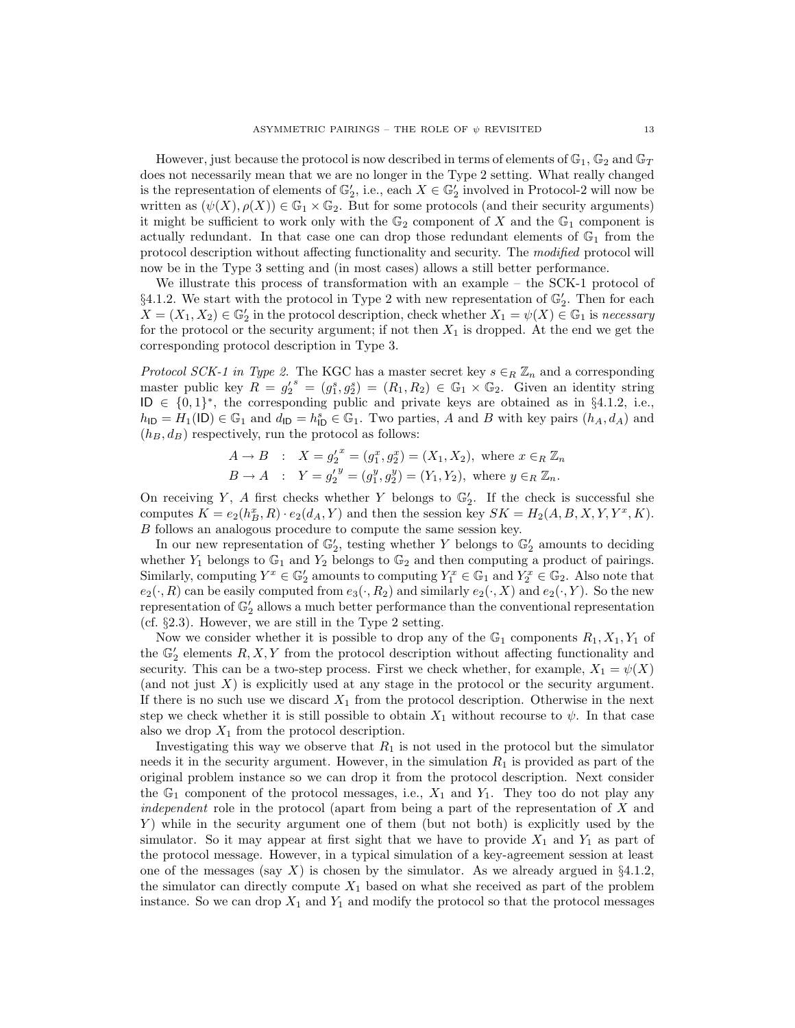However, just because the protocol is now described in terms of elements of $\mathbb{G}_1$, $\mathbb{G}_2$ and $\mathbb{G}_T$ does not necessarily mean that we are no longer in the Type 2 setting. What really changed is the representation of elements of $\mathbb{G}'_2$, i.e., each $X \in \mathbb{G}'_2$ involved in Protocol-2 will now be written as $(\psi(X), \rho(X)) \in \mathbb{G}_1 \times \mathbb{G}_2$. But for some protocols (and their security arguments) it might be sufficient to work only with the $\mathbb{G}_2$ component of $X$ and the $\mathbb{G}_1$ component is actually redundant. In that case one can drop those redundant elements of $\mathbb{G}_1$ from the protocol description without affecting functionality and security. The *modified* protocol will now be in the Type 3 setting and (in most cases) allows a still better performance.

We illustrate this process of transformation with an example – the SCK-1 protocol of §4.1.2. We start with the protocol in Type 2 with new representation of $\mathbb{G}'_2$. Then for each $X = (X_1, X_2) \in \mathbb{G}'_2$ in the protocol description, check whether $X_1 = \psi(X) \in \mathbb{G}_1$ is *necessary* for the protocol or the security argument; if not then $X_1$ is dropped. At the end we get the corresponding protocol description in Type 3.

*Protocol SCK-1 in Type 2.* The KGC has a master secret key $s \in_R \mathbb{Z}_n$ and a corresponding master public key $R = {g'_2}^s = (g_1^s, g_2^s) = (R_1, R_2) \in \mathbb{G}_1 \times \mathbb{G}_2$. Given an identity string $\mathsf{ID} \in \{0,1\}^*$, the corresponding public and private keys are obtained as in §4.1.2, i.e., $h_{\mathsf{ID}} = H_1(\mathsf{ID}) \in \mathbb{G}_1$ and $d_{\mathsf{ID}} = h_{\mathsf{ID}}^s \in \mathbb{G}_1$. Two parties, $A$ and $B$ with key pairs $(h_A, d_A)$ and $(h_B, d_B)$ respectively, run the protocol as follows:

$$A \to B \quad : \quad X = {g'_2}^x = (g_1^x, g_2^x) = (X_1, X_2), \text{ where } x \in_R \mathbb{Z}_n$$
$$B \to A \quad : \quad Y = {g'_2}^y = (g_1^y, g_2^y) = (Y_1, Y_2), \text{ where } y \in_R \mathbb{Z}_n.$$

On receiving $Y$, $A$ first checks whether $Y$ belongs to $\mathbb{G}'_2$. If the check is successful she computes $K = e_2(h_B^x, R) \cdot e_2(d_A, Y)$ and then the session key $SK = H_2(A, B, X, Y, Y^x, K)$. $B$ follows an analogous procedure to compute the same session key.

In our new representation of $\mathbb{G}'_2$, testing whether $Y$ belongs to $\mathbb{G}'_2$ amounts to deciding whether $Y_1$ belongs to $\mathbb{G}_1$ and $Y_2$ belongs to $\mathbb{G}_2$ and then computing a product of pairings. Similarly, computing $Y^x \in \mathbb{G}'_2$ amounts to computing $Y_1^x \in \mathbb{G}_1$ and $Y_2^x \in \mathbb{G}_2$. Also note that $e_2(\cdot, R)$ can be easily computed from $e_3(\cdot, R_2)$ and similarly $e_2(\cdot, X)$ and $e_2(\cdot, Y)$. So the new representation of $\mathbb{G}'_2$ allows a much better performance than the conventional representation (cf. §2.3). However, we are still in the Type 2 setting.

Now we consider whether it is possible to drop any of the $\mathbb{G}_1$ components $R_1, X_1, Y_1$ of the $\mathbb{G}'_2$ elements $R, X, Y$ from the protocol description without affecting functionality and security. This can be a two-step process. First we check whether, for example, $X_1 = \psi(X)$ (and not just $X$) is explicitly used at any stage in the protocol or the security argument. If there is no such use we discard $X_1$ from the protocol description. Otherwise in the next step we check whether it is still possible to obtain $X_1$ without recourse to $\psi$. In that case also we drop $X_1$ from the protocol description.

Investigating this way we observe that $R_1$ is not used in the protocol but the simulator needs it in the security argument. However, in the simulation $R_1$ is provided as part of the original problem instance so we can drop it from the protocol description. Next consider the $\mathbb{G}_1$ component of the protocol messages, i.e., $X_1$ and $Y_1$. They too do not play any *independent* role in the protocol (apart from being a part of the representation of $X$ and $Y$) while in the security argument one of them (but not both) is explicitly used by the simulator. So it may appear at first sight that we have to provide $X_1$ and $Y_1$ as part of the protocol message. However, in a typical simulation of a key-agreement session at least one of the messages (say $X$) is chosen by the simulator. As we already argued in §4.1.2, the simulator can directly compute $X_1$ based on what she received as part of the problem instance. So we can drop $X_1$ and $Y_1$ and modify the protocol so that the protocol messages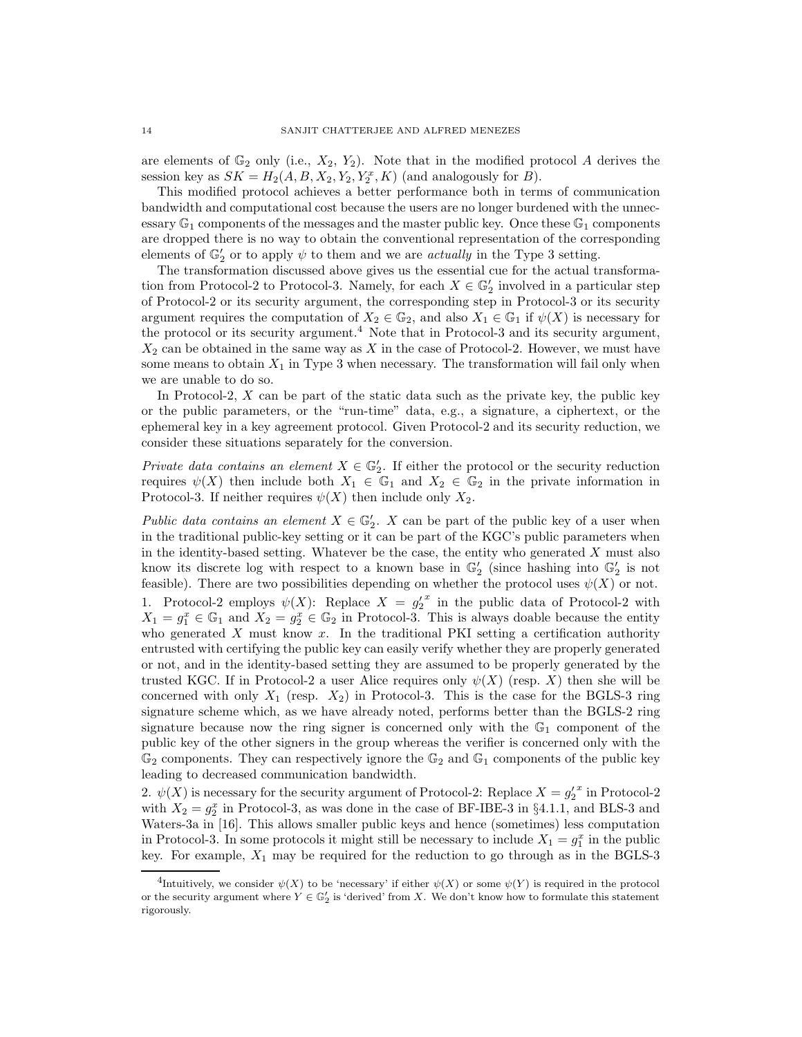are elements of $\mathbb{G}_2$ only (i.e., $X_2$, $Y_2$). Note that in the modified protocol $A$ derives the session key as $SK = H_2(A, B, X_2, Y_2, Y_2^x, K)$ (and analogously for $B$).

This modified protocol achieves a better performance both in terms of communication bandwidth and computational cost because the users are no longer burdened with the unnecessary $\mathbb{G}_1$ components of the messages and the master public key. Once these $\mathbb{G}_1$ components are dropped there is no way to obtain the conventional representation of the corresponding elements of $\mathbb{G}'_2$ or to apply $\psi$ to them and we are *actually* in the Type 3 setting.

The transformation discussed above gives us the essential cue for the actual transformation from Protocol-2 to Protocol-3. Namely, for each $X \in \mathbb{G}'_2$ involved in a particular step of Protocol-2 or its security argument, the corresponding step in Protocol-3 or its security argument requires the computation of $X_2 \in \mathbb{G}_2$, and also $X_1 \in \mathbb{G}_1$ if $\psi(X)$ is necessary for the protocol or its security argument.[4] Note that in Protocol-3 and its security argument, $X_2$ can be obtained in the same way as $X$ in the case of Protocol-2. However, we must have some means to obtain $X_1$ in Type 3 when necessary. The transformation will fail only when we are unable to do so.

In Protocol-2, $X$ can be part of the static data such as the private key, the public key or the public parameters, or the "run-time" data, e.g., a signature, a ciphertext, or the ephemeral key in a key agreement protocol. Given Protocol-2 and its security reduction, we consider these situations separately for the conversion.

*Private data contains an element $X \in \mathbb{G}'_2$.* If either the protocol or the security reduction requires $\psi(X)$ then include both $X_1 \in \mathbb{G}_1$ and $X_2 \in \mathbb{G}_2$ in the private information in Protocol-3. If neither requires $\psi(X)$ then include only $X_2$.

*Public data contains an element $X \in \mathbb{G}'_2$.* $X$ can be part of the public key of a user when in the traditional public-key setting or it can be part of the KGC's public parameters when in the identity-based setting. Whatever be the case, the entity who generated $X$ must also know its discrete log with respect to a known base in $\mathbb{G}'_2$ (since hashing into $\mathbb{G}'_2$ is not feasible). There are two possibilities depending on whether the protocol uses $\psi(X)$ or not.

1. Protocol-2 employs $\psi(X)$: Replace $X = {g'_2}^x$ in the public data of Protocol-2 with $X_1 = g_1^x \in \mathbb{G}_1$ and $X_2 = g_2^x \in \mathbb{G}_2$ in Protocol-3. This is always doable because the entity who generated $X$ must know $x$. In the traditional PKI setting a certification authority entrusted with certifying the public key can easily verify whether they are properly generated or not, and in the identity-based setting they are assumed to be properly generated by the trusted KGC. If in Protocol-2 a user Alice requires only $\psi(X)$ (resp. $X$) then she will be concerned with only $X_1$ (resp. $X_2$) in Protocol-3. This is the case for the BGLS-3 ring signature scheme which, as we have already noted, performs better than the BGLS-2 ring signature because now the ring signer is concerned only with the $\mathbb{G}_1$ component of the public key of the other signers in the group whereas the verifier is concerned only with the $\mathbb{G}_2$ components. They can respectively ignore the $\mathbb{G}_2$ and $\mathbb{G}_1$ components of the public key leading to decreased communication bandwidth.

2. $\psi(X)$ is necessary for the security argument of Protocol-2: Replace $X = {g'_2}^x$ in Protocol-2 with $X_2 = g_2^x$ in Protocol-3, as was done in the case of BF-IBE-3 in §4.1.1, and BLS-3 and Waters-3a in [16]. This allows smaller public keys and hence (sometimes) less computation in Protocol-3. In some protocols it might still be necessary to include $X_1 = g_1^x$ in the public key. For example, $X_1$ may be required for the reduction to go through as in the BGLS-3

[4] Intuitively, we consider $\psi(X)$ to be 'necessary' if either $\psi(X)$ or some $\psi(Y)$ is required in the protocol or the security argument where $Y \in \mathbb{G}'_2$ is 'derived' from $X$. We don't know how to formulate this statement rigorously.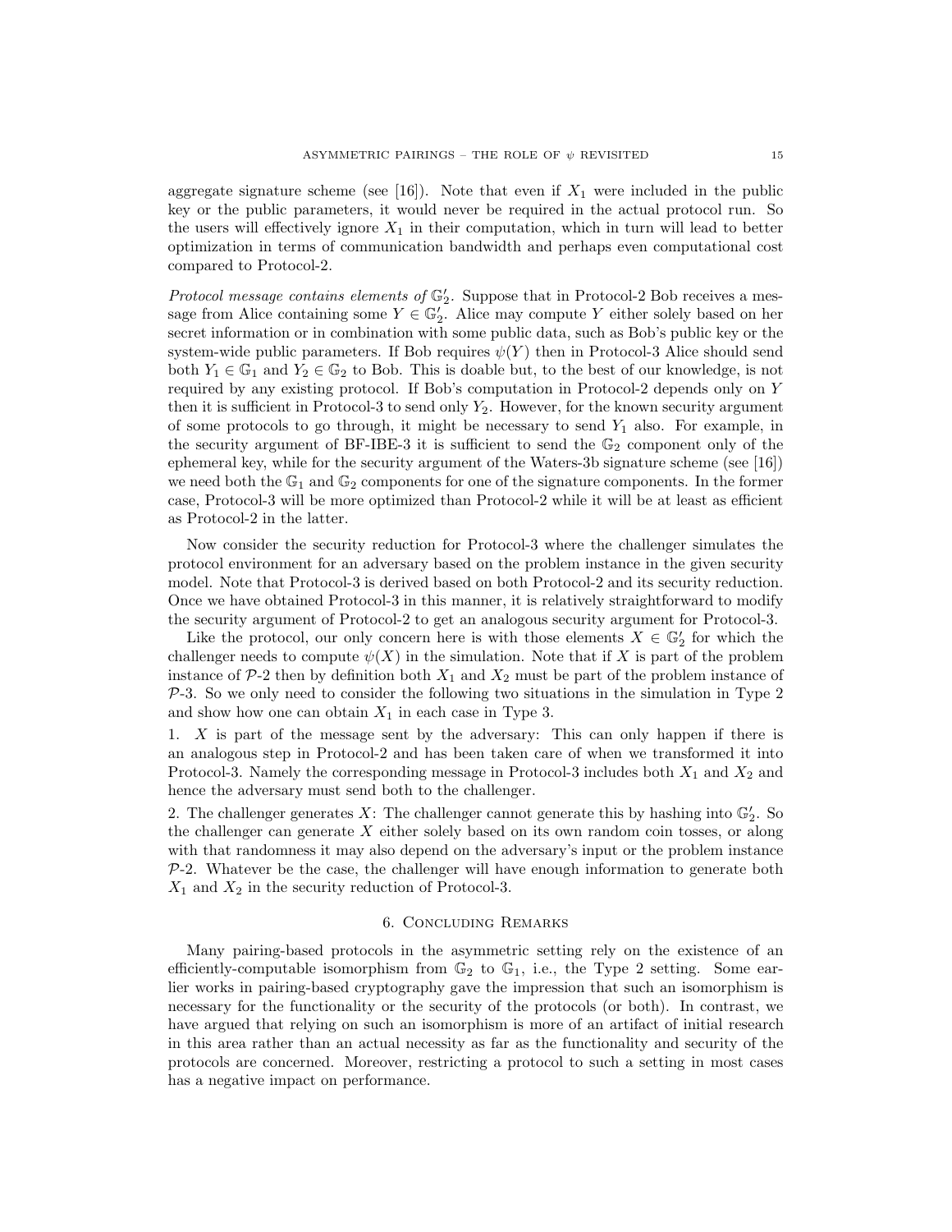aggregate signature scheme (see [16]). Note that even if $X_1$ were included in the public key or the public parameters, it would never be required in the actual protocol run. So the users will effectively ignore $X_1$ in their computation, which in turn will lead to better optimization in terms of communication bandwidth and perhaps even computational cost compared to Protocol-2.

*Protocol message contains elements of $\mathbb{G}_2'$.* Suppose that in Protocol-2 Bob receives a message from Alice containing some $Y \in \mathbb{G}_2'$. Alice may compute $Y$ either solely based on her secret information or in combination with some public data, such as Bob's public key or the system-wide public parameters. If Bob requires $\psi(Y)$ then in Protocol-3 Alice should send both $Y_1 \in \mathbb{G}_1$ and $Y_2 \in \mathbb{G}_2$ to Bob. This is doable but, to the best of our knowledge, is not required by any existing protocol. If Bob's computation in Protocol-2 depends only on $Y$ then it is sufficient in Protocol-3 to send only $Y_2$. However, for the known security argument of some protocols to go through, it might be necessary to send $Y_1$ also. For example, in the security argument of BF-IBE-3 it is sufficient to send the $\mathbb{G}_2$ component only of the ephemeral key, while for the security argument of the Waters-3b signature scheme (see [16]) we need both the $\mathbb{G}_1$ and $\mathbb{G}_2$ components for one of the signature components. In the former case, Protocol-3 will be more optimized than Protocol-2 while it will be at least as efficient as Protocol-2 in the latter.

Now consider the security reduction for Protocol-3 where the challenger simulates the protocol environment for an adversary based on the problem instance in the given security model. Note that Protocol-3 is derived based on both Protocol-2 and its security reduction. Once we have obtained Protocol-3 in this manner, it is relatively straightforward to modify the security argument of Protocol-2 to get an analogous security argument for Protocol-3.

Like the protocol, our only concern here is with those elements $X \in \mathbb{G}_2'$ for which the challenger needs to compute $\psi(X)$ in the simulation. Note that if $X$ is part of the problem instance of $\mathcal{P}$-2 then by definition both $X_1$ and $X_2$ must be part of the problem instance of $\mathcal{P}$-3. So we only need to consider the following two situations in the simulation in Type 2 and show how one can obtain $X_1$ in each case in Type 3.

1. $X$ is part of the message sent by the adversary: This can only happen if there is an analogous step in Protocol-2 and has been taken care of when we transformed it into Protocol-3. Namely the corresponding message in Protocol-3 includes both $X_1$ and $X_2$ and hence the adversary must send both to the challenger.

2. The challenger generates $X$: The challenger cannot generate this by hashing into $\mathbb{G}_2'$. So the challenger can generate $X$ either solely based on its own random coin tosses, or along with that randomness it may also depend on the adversary's input or the problem instance $\mathcal{P}$-2. Whatever be the case, the challenger will have enough information to generate both $X_1$ and $X_2$ in the security reduction of Protocol-3.

## 6. Concluding Remarks

Many pairing-based protocols in the asymmetric setting rely on the existence of an efficiently-computable isomorphism from $\mathbb{G}_2$ to $\mathbb{G}_1$, i.e., the Type 2 setting. Some earlier works in pairing-based cryptography gave the impression that such an isomorphism is necessary for the functionality or the security of the protocols (or both). In contrast, we have argued that relying on such an isomorphism is more of an artifact of initial research in this area rather than an actual necessity as far as the functionality and security of the protocols are concerned. Moreover, restricting a protocol to such a setting in most cases has a negative impact on performance.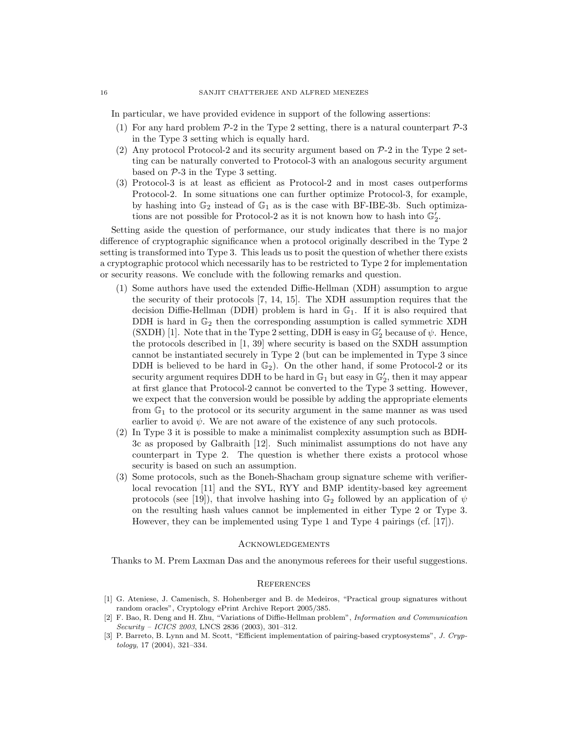In particular, we have provided evidence in support of the following assertions:

1. For any hard problem $\mathcal{P}$-2 in the Type 2 setting, there is a natural counterpart $\mathcal{P}$-3 in the Type 3 setting which is equally hard.
2. Any protocol Protocol-2 and its security argument based on $\mathcal{P}$-2 in the Type 2 setting can be naturally converted to Protocol-3 with an analogous security argument based on $\mathcal{P}$-3 in the Type 3 setting.
3. Protocol-3 is at least as efficient as Protocol-2 and in most cases outperforms Protocol-2. In some situations one can further optimize Protocol-3, for example, by hashing into $\mathbb{G}_2$ instead of $\mathbb{G}_1$ as is the case with BF-IBE-3b. Such optimizations are not possible for Protocol-2 as it is not known how to hash into $\mathbb{G}_2'$.

Setting aside the question of performance, our study indicates that there is no major difference of cryptographic significance when a protocol originally described in the Type 2 setting is transformed into Type 3. This leads us to posit the question of whether there exists a cryptographic protocol which necessarily has to be restricted to Type 2 for implementation or security reasons. We conclude with the following remarks and question.

1. Some authors have used the extended Diffie-Hellman (XDH) assumption to argue the security of their protocols [7, 14, 15]. The XDH assumption requires that the decision Diffie-Hellman (DDH) problem is hard in $\mathbb{G}_1$. If it is also required that DDH is hard in $\mathbb{G}_2$ then the corresponding assumption is called symmetric XDH (SXDH) [1]. Note that in the Type 2 setting, DDH is easy in $\mathbb{G}_2'$ because of $\psi$. Hence, the protocols described in [1, 39] where security is based on the SXDH assumption cannot be instantiated securely in Type 2 (but can be implemented in Type 3 since DDH is believed to be hard in $\mathbb{G}_2$). On the other hand, if some Protocol-2 or its security argument requires DDH to be hard in $\mathbb{G}_1$ but easy in $\mathbb{G}_2'$, then it may appear at first glance that Protocol-2 cannot be converted to the Type 3 setting. However, we expect that the conversion would be possible by adding the appropriate elements from $\mathbb{G}_1$ to the protocol or its security argument in the same manner as was used earlier to avoid $\psi$. We are not aware of the existence of any such protocols.
2. In Type 3 it is possible to make a minimalist complexity assumption such as BDH-3c as proposed by Galbraith [12]. Such minimalist assumptions do not have any counterpart in Type 2. The question is whether there exists a protocol whose security is based on such an assumption.
3. Some protocols, such as the Boneh-Shacham group signature scheme with verifier-local revocation [11] and the SYL, RYY and BMP identity-based key agreement protocols (see [19]), that involve hashing into $\mathbb{G}_2$ followed by an application of $\psi$ on the resulting hash values cannot be implemented in either Type 2 or Type 3. However, they can be implemented using Type 1 and Type 4 pairings (cf. [17]).

## Acknowledgements

Thanks to M. Prem Laxman Das and the anonymous referees for their useful suggestions.

## References

[1] G. Ateniese, J. Camenisch, S. Hohenberger and B. de Medeiros, "Practical group signatures without random oracles", Cryptology ePrint Archive Report 2005/385.

[2] F. Bao, R. Deng and H. Zhu, "Variations of Diffie-Hellman problem", *Information and Communication Security – ICICS 2003*, LNCS 2836 (2003), 301–312.

[3] P. Barreto, B. Lynn and M. Scott, "Efficient implementation of pairing-based cryptosystems", *J. Cryptology*, 17 (2004), 321–334.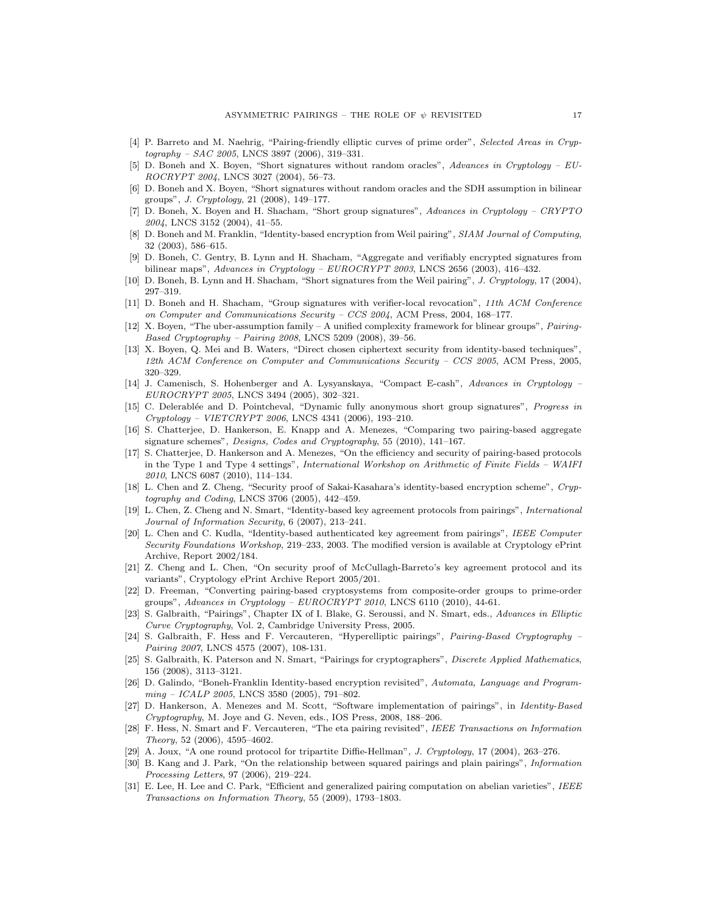[4] P. Barreto and M. Naehrig, "Pairing-friendly elliptic curves of prime order", *Selected Areas in Cryptography – SAC 2005*, LNCS 3897 (2006), 319–331.

[5] D. Boneh and X. Boyen, "Short signatures without random oracles", *Advances in Cryptology – EUROCRYPT 2004*, LNCS 3027 (2004), 56–73.

[6] D. Boneh and X. Boyen, "Short signatures without random oracles and the SDH assumption in bilinear groups", *J. Cryptology*, 21 (2008), 149–177.

[7] D. Boneh, X. Boyen and H. Shacham, "Short group signatures", *Advances in Cryptology – CRYPTO 2004*, LNCS 3152 (2004), 41–55.

[8] D. Boneh and M. Franklin, "Identity-based encryption from Weil pairing", *SIAM Journal of Computing*, 32 (2003), 586–615.

[9] D. Boneh, C. Gentry, B. Lynn and H. Shacham, "Aggregate and verifiably encrypted signatures from bilinear maps", *Advances in Cryptology – EUROCRYPT 2003*, LNCS 2656 (2003), 416–432.

[10] D. Boneh, B. Lynn and H. Shacham, "Short signatures from the Weil pairing", *J. Cryptology*, 17 (2004), 297–319.

[11] D. Boneh and H. Shacham, "Group signatures with verifier-local revocation", *11th ACM Conference on Computer and Communications Security – CCS 2004*, ACM Press, 2004, 168–177.

[12] X. Boyen, "The uber-assumption family – A unified complexity framework for blinear groups", *Pairing-Based Cryptography – Pairing 2008*, LNCS 5209 (2008), 39–56.

[13] X. Boyen, Q. Mei and B. Waters, "Direct chosen ciphertext security from identity-based techniques", *12th ACM Conference on Computer and Communications Security – CCS 2005*, ACM Press, 2005, 320–329.

[14] J. Camenisch, S. Hohenberger and A. Lysyanskaya, "Compact E-cash", *Advances in Cryptology – EUROCRYPT 2005*, LNCS 3494 (2005), 302–321.

[15] C. Delerablée and D. Pointcheval, "Dynamic fully anonymous short group signatures", *Progress in Cryptology – VIETCRYPT 2006*, LNCS 4341 (2006), 193–210.

[16] S. Chatterjee, D. Hankerson, E. Knapp and A. Menezes, "Comparing two pairing-based aggregate signature schemes", *Designs, Codes and Cryptography*, 55 (2010), 141–167.

[17] S. Chatterjee, D. Hankerson and A. Menezes, "On the efficiency and security of pairing-based protocols in the Type 1 and Type 4 settings", *International Workshop on Arithmetic of Finite Fields – WAIFI 2010*, LNCS 6087 (2010), 114–134.

[18] L. Chen and Z. Cheng, "Security proof of Sakai-Kasahara's identity-based encryption scheme", *Cryptography and Coding*, LNCS 3706 (2005), 442–459.

[19] L. Chen, Z. Cheng and N. Smart, "Identity-based key agreement protocols from pairings", *International Journal of Information Security*, 6 (2007), 213–241.

[20] L. Chen and C. Kudla, "Identity-based authenticated key agreement from pairings", *IEEE Computer Security Foundations Workshop*, 219–233, 2003. The modified version is available at Cryptology ePrint Archive, Report 2002/184.

[21] Z. Cheng and L. Chen, "On security proof of McCullagh-Barreto's key agreement protocol and its variants", Cryptology ePrint Archive Report 2005/201.

[22] D. Freeman, "Converting pairing-based cryptosystems from composite-order groups to prime-order groups", *Advances in Cryptology – EUROCRYPT 2010*, LNCS 6110 (2010), 44-61.

[23] S. Galbraith, "Pairings", Chapter IX of I. Blake, G. Seroussi, and N. Smart, eds., *Advances in Elliptic Curve Cryptography*, Vol. 2, Cambridge University Press, 2005.

[24] S. Galbraith, F. Hess and F. Vercauteren, "Hyperelliptic pairings", *Pairing-Based Cryptography – Pairing 2007*, LNCS 4575 (2007), 108-131.

[25] S. Galbraith, K. Paterson and N. Smart, "Pairings for cryptographers", *Discrete Applied Mathematics*, 156 (2008), 3113–3121.

[26] D. Galindo, "Boneh-Franklin Identity-based encryption revisited", *Automata, Language and Programming – ICALP 2005*, LNCS 3580 (2005), 791–802.

[27] D. Hankerson, A. Menezes and M. Scott, "Software implementation of pairings", in *Identity-Based Cryptography*, M. Joye and G. Neven, eds., IOS Press, 2008, 188–206.

[28] F. Hess, N. Smart and F. Vercauteren, "The eta pairing revisited", *IEEE Transactions on Information Theory*, 52 (2006), 4595–4602.

[29] A. Joux, "A one round protocol for tripartite Diffie-Hellman", *J. Cryptology*, 17 (2004), 263–276.

[30] B. Kang and J. Park, "On the relationship between squared pairings and plain pairings", *Information Processing Letters*, 97 (2006), 219–224.

[31] E. Lee, H. Lee and C. Park, "Efficient and generalized pairing computation on abelian varieties", *IEEE Transactions on Information Theory*, 55 (2009), 1793–1803.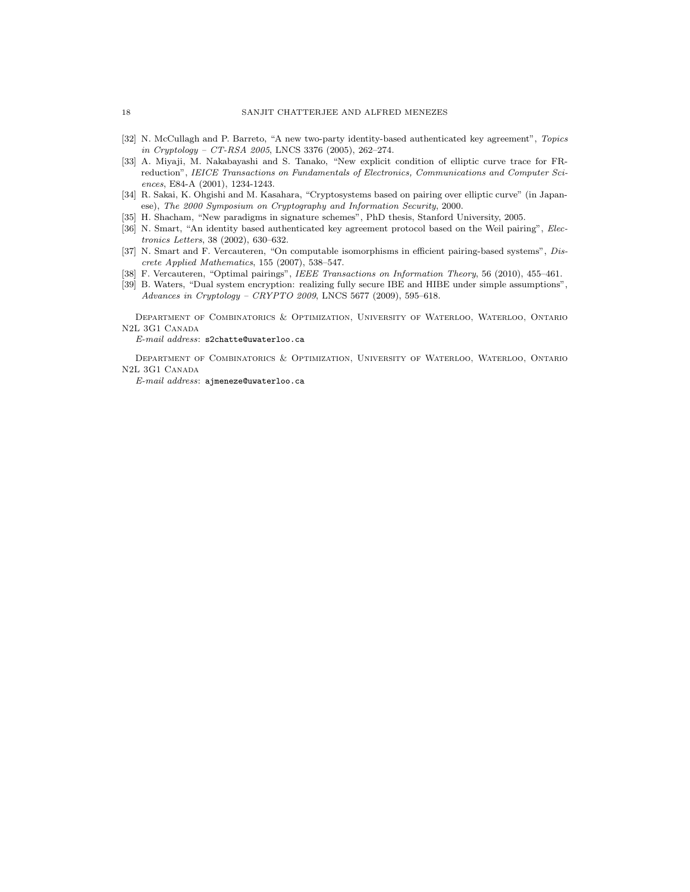[32] N. McCullagh and P. Barreto, "A new two-party identity-based authenticated key agreement", *Topics in Cryptology – CT-RSA 2005*, LNCS 3376 (2005), 262–274.

[33] A. Miyaji, M. Nakabayashi and S. Tanako, "New explicit condition of elliptic curve trace for FR-reduction", *IEICE Transactions on Fundamentals of Electronics, Communications and Computer Sciences*, E84-A (2001), 1234-1243.

[34] R. Sakai, K. Ohgishi and M. Kasahara, "Cryptosystems based on pairing over elliptic curve" (in Japanese), *The 2000 Symposium on Cryptography and Information Security*, 2000.

[35] H. Shacham, "New paradigms in signature schemes", PhD thesis, Stanford University, 2005.

[36] N. Smart, "An identity based authenticated key agreement protocol based on the Weil pairing", *Electronics Letters*, 38 (2002), 630–632.

[37] N. Smart and F. Vercauteren, "On computable isomorphisms in efficient pairing-based systems", *Discrete Applied Mathematics*, 155 (2007), 538–547.

[38] F. Vercauteren, "Optimal pairings", *IEEE Transactions on Information Theory*, 56 (2010), 455–461.

[39] B. Waters, "Dual system encryption: realizing fully secure IBE and HIBE under simple assumptions", *Advances in Cryptology – CRYPTO 2009*, LNCS 5677 (2009), 595–618.

Department of Combinatorics & Optimization, University of Waterloo, Waterloo, Ontario N2L 3G1 Canada

*E-mail address*: `s2chatte@uwaterloo.ca`

Department of Combinatorics & Optimization, University of Waterloo, Waterloo, Ontario N2L 3G1 Canada

*E-mail address*: `ajmeneze@uwaterloo.ca`